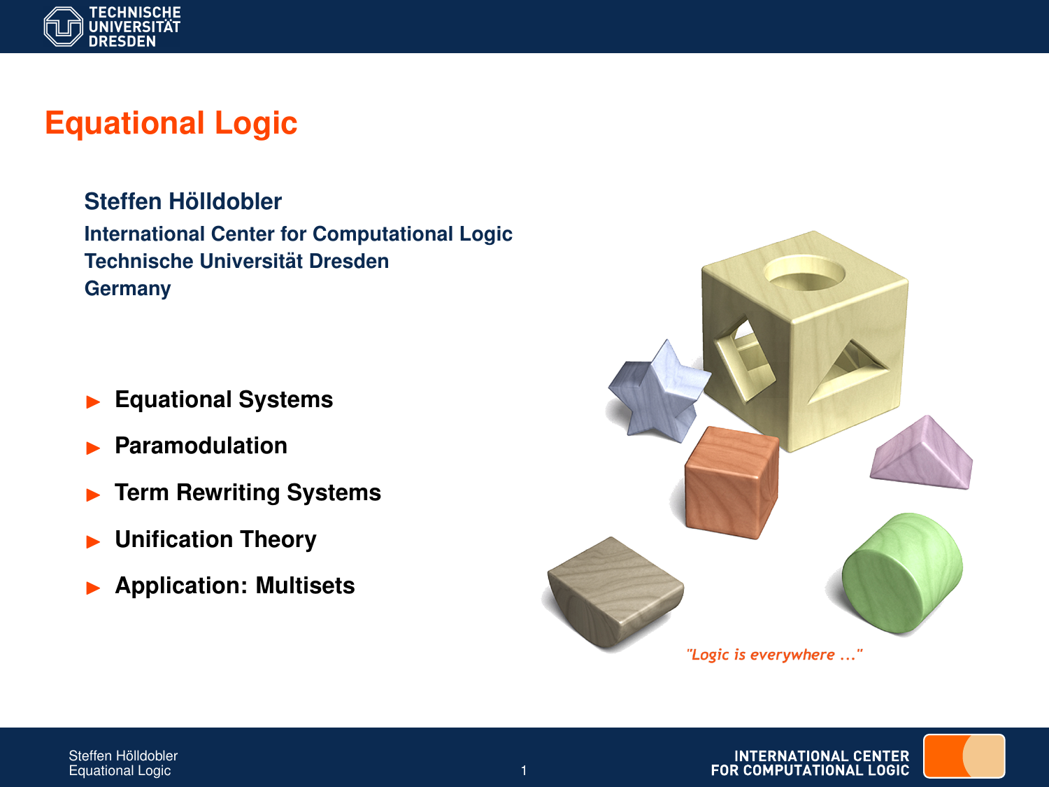# Equational Logic

**Steffen Hölldobler**

**International Center for Computational Logic**
**Technische Universität Dresden**
**Germany**

- **Equational Systems**
- **Paramodulation**
- **Term Rewriting Systems**
- **Unification Theory**
- **Application: Multisets**

*"Logic is everywhere ..."*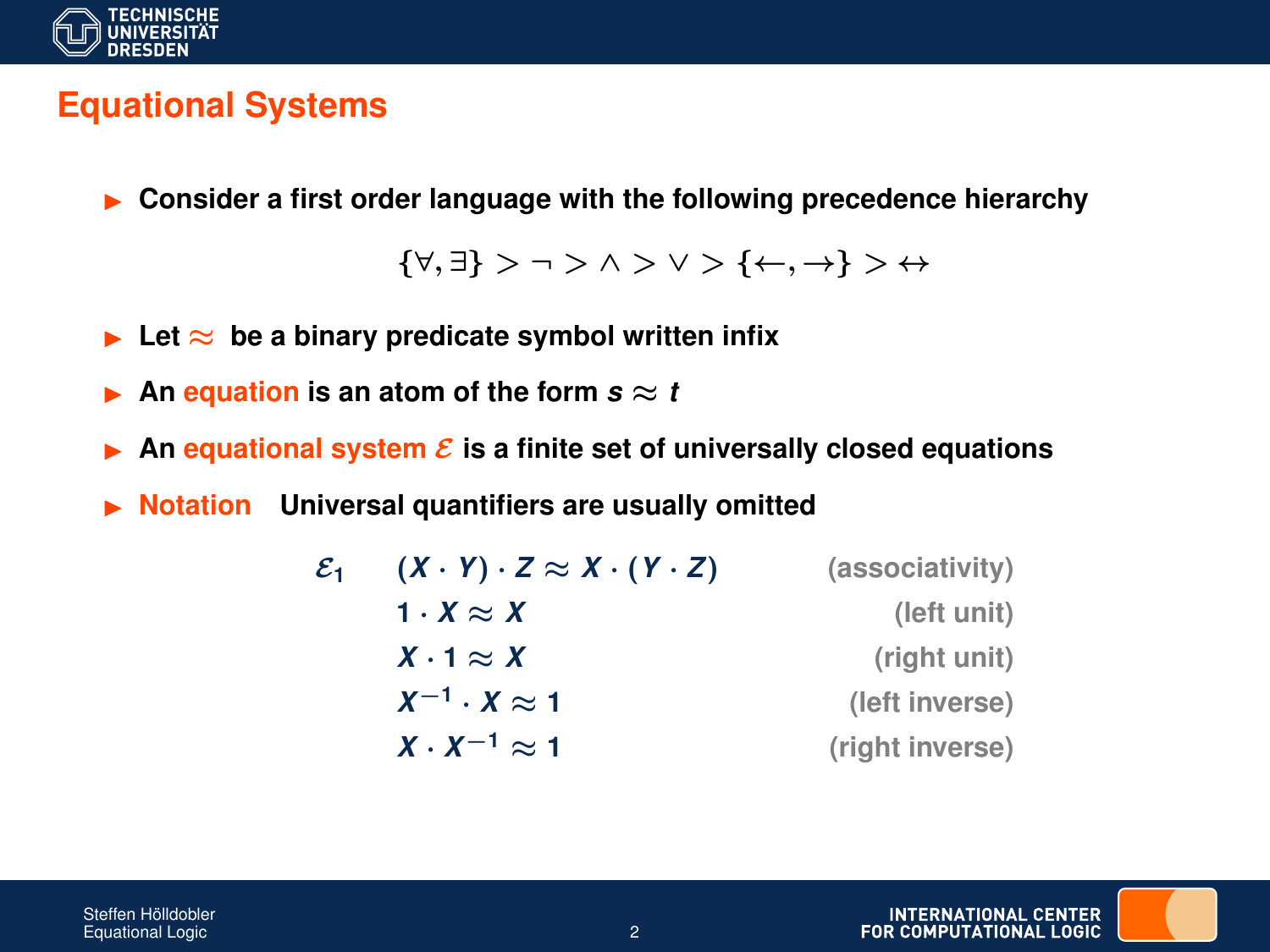# Equational Systems

- Consider a first order language with the following precedence hierarchy

$$\{\forall, \exists\} > \neg > \wedge > \vee > \{\leftarrow, \rightarrow\} > \leftrightarrow$$

- Let $\approx$ be a binary predicate symbol written infix
- An equation is an atom of the form $s \approx t$
- An equational system $\mathcal{E}$ is a finite set of universally closed equations
- Notation Universal quantifiers are usually omitted

$$
\begin{array}{lll}
\mathcal{E}_1 & (X \cdot Y) \cdot Z \approx X \cdot (Y \cdot Z) & \text{(associativity)} \\
& 1 \cdot X \approx X & \text{(left unit)} \\
& X \cdot 1 \approx X & \text{(right unit)} \\
& X^{-1} \cdot X \approx 1 & \text{(left inverse)} \\
& X \cdot X^{-1} \approx 1 & \text{(right inverse)}
\end{array}
$$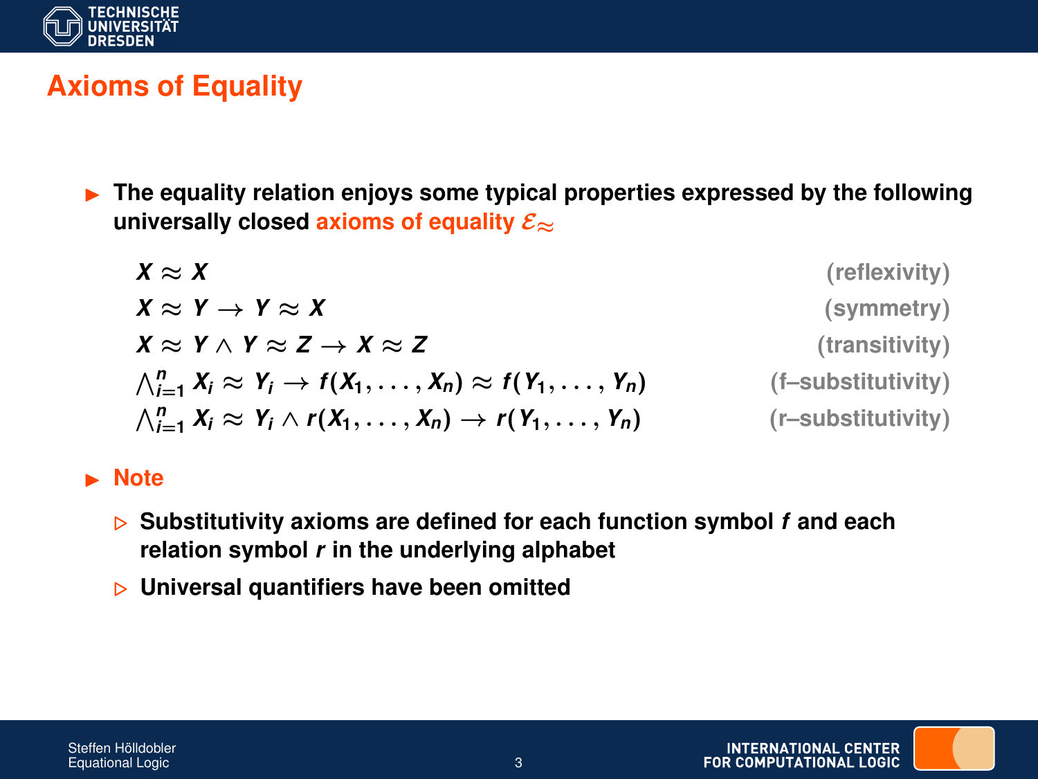## Axioms of Equality

- The equality relation enjoys some typical properties expressed by the following universally closed **axioms of equality** $\mathcal{E}_{\approx}$

$$
\begin{array}{ll}
X \approx X & \text{(reflexivity)} \\
X \approx Y \rightarrow Y \approx X & \text{(symmetry)} \\
X \approx Y \wedge Y \approx Z \rightarrow X \approx Z & \text{(transitivity)} \\
\bigwedge_{i=1}^{n} X_i \approx Y_i \rightarrow f(X_1, \ldots, X_n) \approx f(Y_1, \ldots, Y_n) & \text{(f–substitutivity)} \\
\bigwedge_{i=1}^{n} X_i \approx Y_i \wedge r(X_1, \ldots, X_n) \rightarrow r(Y_1, \ldots, Y_n) & \text{(r–substitutivity)}
\end{array}
$$

- **Note**
  - Substitutivity axioms are defined for each function symbol $f$ and each relation symbol $r$ in the underlying alphabet
  - Universal quantifiers have been omitted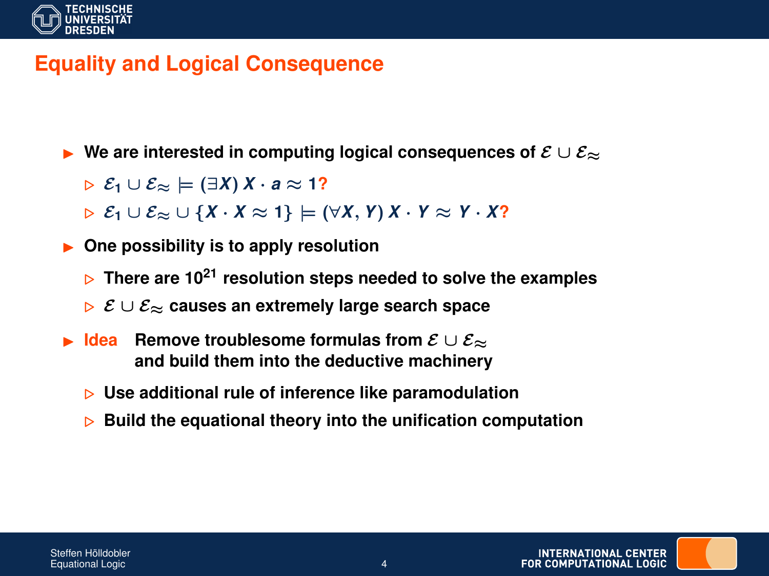# Equality and Logical Consequence

- We are interested in computing logical consequences of $\mathcal{E} \cup \mathcal{E}_{\approx}$
  - $\mathcal{E}_1 \cup \mathcal{E}_{\approx} \models (\exists X)\, X \cdot a \approx 1$?
  - $\mathcal{E}_1 \cup \mathcal{E}_{\approx} \cup \{X \cdot X \approx 1\} \models (\forall X, Y)\, X \cdot Y \approx Y \cdot X$?
- One possibility is to apply resolution
  - There are $10^{21}$ resolution steps needed to solve the examples
  - $\mathcal{E} \cup \mathcal{E}_{\approx}$ causes an extremely large search space
- **Idea** Remove troublesome formulas from $\mathcal{E} \cup \mathcal{E}_{\approx}$ and build them into the deductive machinery
  - Use additional rule of inference like paramodulation
  - Build the equational theory into the unification computation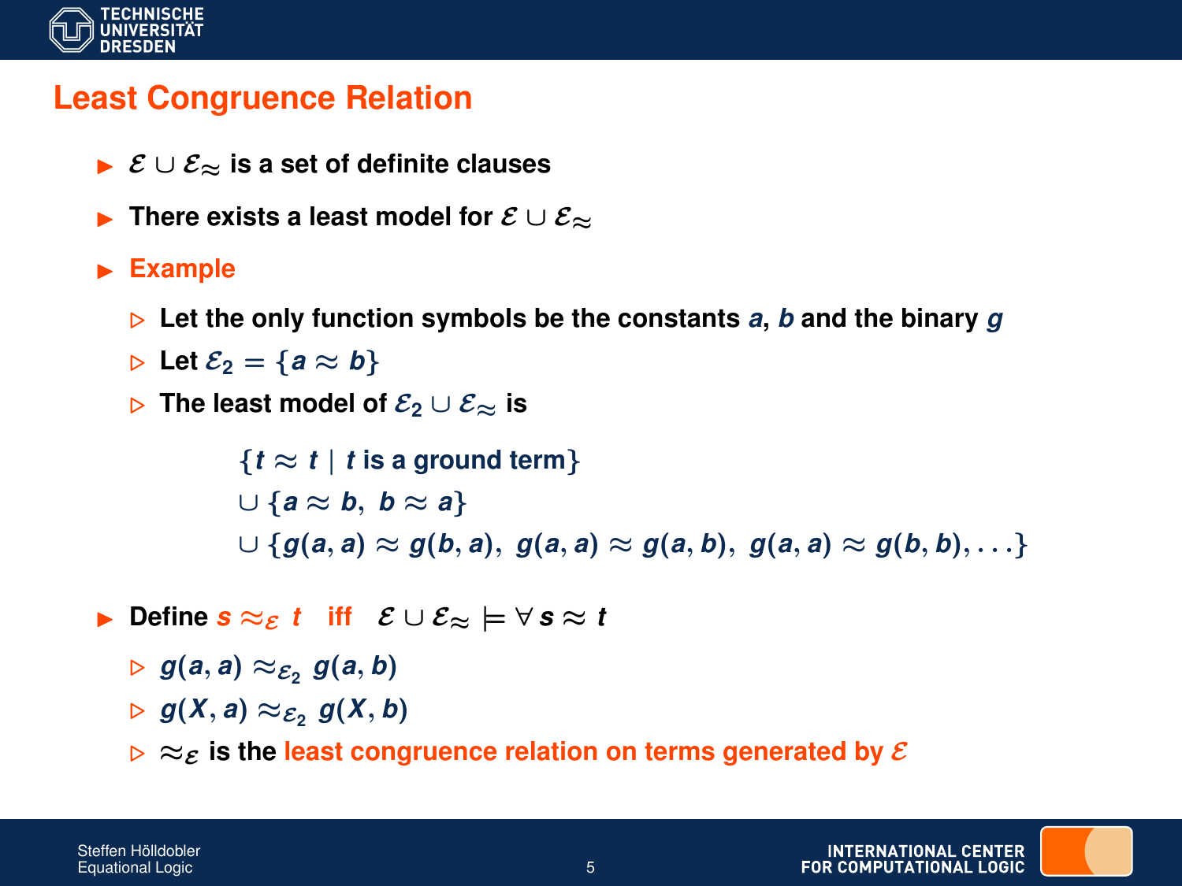## Least Congruence Relation

- $\mathcal{E} \cup \mathcal{E}_\approx$ is a set of definite clauses
- There exists a least model for $\mathcal{E} \cup \mathcal{E}_\approx$
- **Example**
  - Let the only function symbols be the constants $a$, $b$ and the binary $g$
  - Let $\mathcal{E}_2 = \{a \approx b\}$
  - The least model of $\mathcal{E}_2 \cup \mathcal{E}_\approx$ is

$$
\begin{aligned}
&\{t \approx t \mid t \text{ is a ground term}\} \\
&\cup \{a \approx b,\ b \approx a\} \\
&\cup \{g(a,a) \approx g(b,a),\ g(a,a) \approx g(a,b),\ g(a,a) \approx g(b,b), \ldots\}
\end{aligned}
$$

- Define $s \approx_\mathcal{E} t$ iff $\mathcal{E} \cup \mathcal{E}_\approx \models \forall\, s \approx t$
  - $g(a,a) \approx_{\mathcal{E}_2} g(a,b)$
  - $g(X,a) \approx_{\mathcal{E}_2} g(X,b)$
  - $\approx_\mathcal{E}$ is the least congruence relation on terms generated by $\mathcal{E}$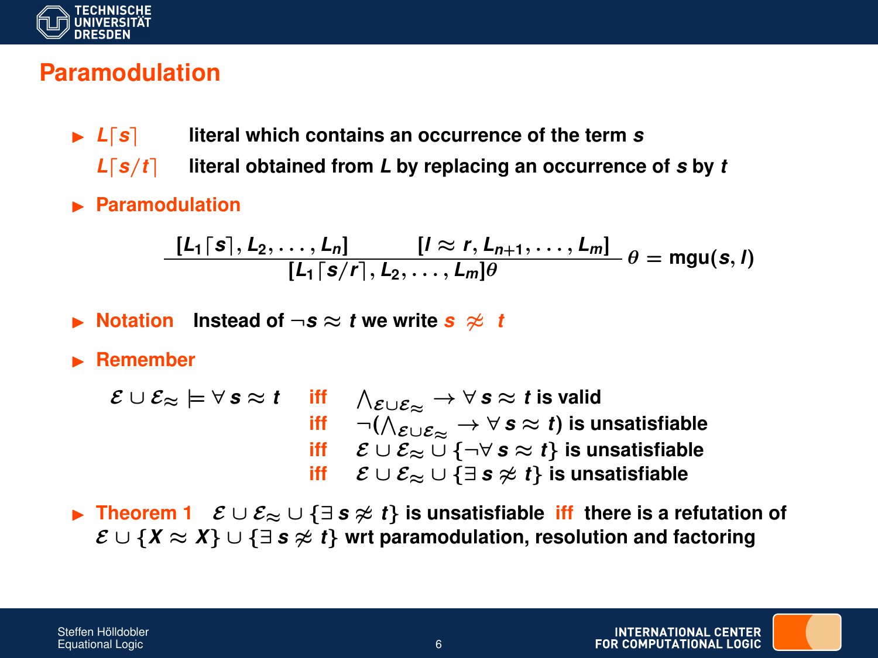# Paramodulation

- $L\lceil s\rceil$ literal which contains an occurrence of the term $s$

  $L\lceil s/t\rceil$ literal obtained from $L$ by replacing an occurrence of $s$ by $t$

- **Paramodulation**

$$\frac{[L_1\lceil s\rceil, L_2, \ldots, L_n] \qquad [l \approx r, L_{n+1}, \ldots, L_m]}{[L_1\lceil s/r\rceil, L_2, \ldots, L_m]\theta} \; \theta = \text{mgu}(s, l)$$

- **Notation** Instead of $\neg s \approx t$ we write $s \not\approx t$

- **Remember**

$$\begin{array}{lll}
\mathcal{E} \cup \mathcal{E}_\approx \models \forall\, s \approx t & \text{iff} & \bigwedge_{\mathcal{E} \cup \mathcal{E}_\approx} \rightarrow \forall\, s \approx t \text{ is valid} \\
& \text{iff} & \neg(\bigwedge_{\mathcal{E} \cup \mathcal{E}_\approx} \rightarrow \forall\, s \approx t) \text{ is unsatisfiable} \\
& \text{iff} & \mathcal{E} \cup \mathcal{E}_\approx \cup \{\neg\forall\, s \approx t\} \text{ is unsatisfiable} \\
& \text{iff} & \mathcal{E} \cup \mathcal{E}_\approx \cup \{\exists\, s \not\approx t\} \text{ is unsatisfiable}
\end{array}$$

- **Theorem 1** $\mathcal{E} \cup \mathcal{E}_\approx \cup \{\exists\, s \not\approx t\}$ is unsatisfiable **iff** there is a refutation of $\mathcal{E} \cup \{X \approx X\} \cup \{\exists\, s \not\approx t\}$ wrt paramodulation, resolution and factoring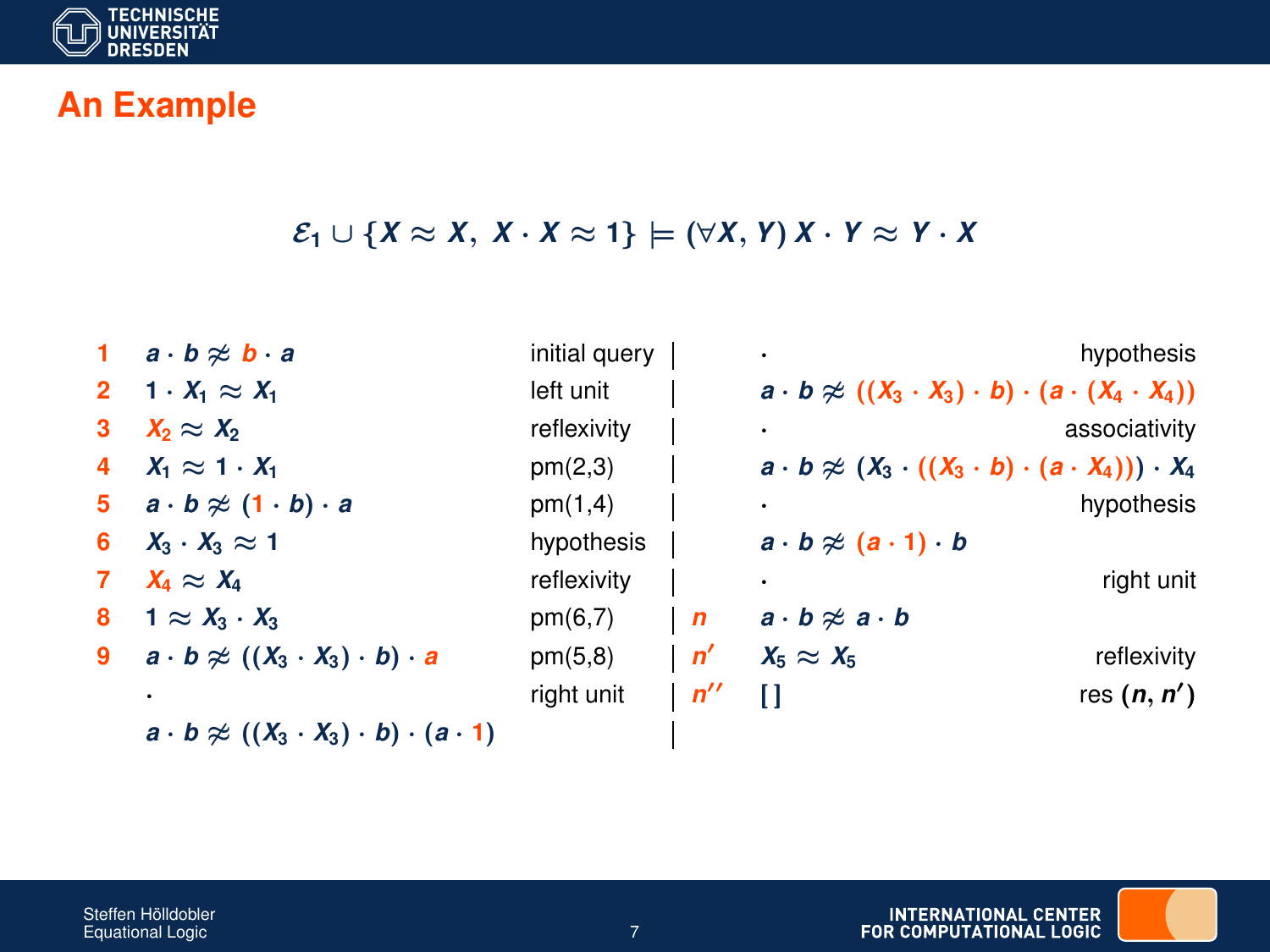## An Example

$$\mathcal{E}_1 \cup \{X \approx X,\ X \cdot X \approx 1\} \models (\forall X, Y)\, X \cdot Y \approx Y \cdot X$$

| | | | | | |
|---|---|---|---|---|---|
| 1 | $a \cdot b \not\approx b \cdot a$ | initial query | | $\cdot$ | hypothesis |
| 2 | $1 \cdot X_1 \approx X_1$ | left unit | | $a \cdot b \not\approx ((X_3 \cdot X_3) \cdot b) \cdot (a \cdot (X_4 \cdot X_4))$ | |
| 3 | $X_2 \approx X_2$ | reflexivity | | $\cdot$ | associativity |
| 4 | $X_1 \approx 1 \cdot X_1$ | pm(2,3) | | $a \cdot b \not\approx (X_3 \cdot ((X_3 \cdot b) \cdot (a \cdot X_4))) \cdot X_4$ | |
| 5 | $a \cdot b \not\approx (1 \cdot b) \cdot a$ | pm(1,4) | | $\cdot$ | hypothesis |
| 6 | $X_3 \cdot X_3 \approx 1$ | hypothesis | | $a \cdot b \not\approx (a \cdot 1) \cdot b$ | |
| 7 | $X_4 \approx X_4$ | reflexivity | | $\cdot$ | right unit |
| 8 | $1 \approx X_3 \cdot X_3$ | pm(6,7) | $n$ | $a \cdot b \not\approx a \cdot b$ | |
| 9 | $a \cdot b \not\approx ((X_3 \cdot X_3) \cdot b) \cdot a$ | pm(5,8) | $n'$ | $X_5 \approx X_5$ | reflexivity |
| | $\cdot$ | right unit | $n''$ | $[\,]$ | res $(n, n')$ |
| | $a \cdot b \not\approx ((X_3 \cdot X_3) \cdot b) \cdot (a \cdot 1)$ | | | | |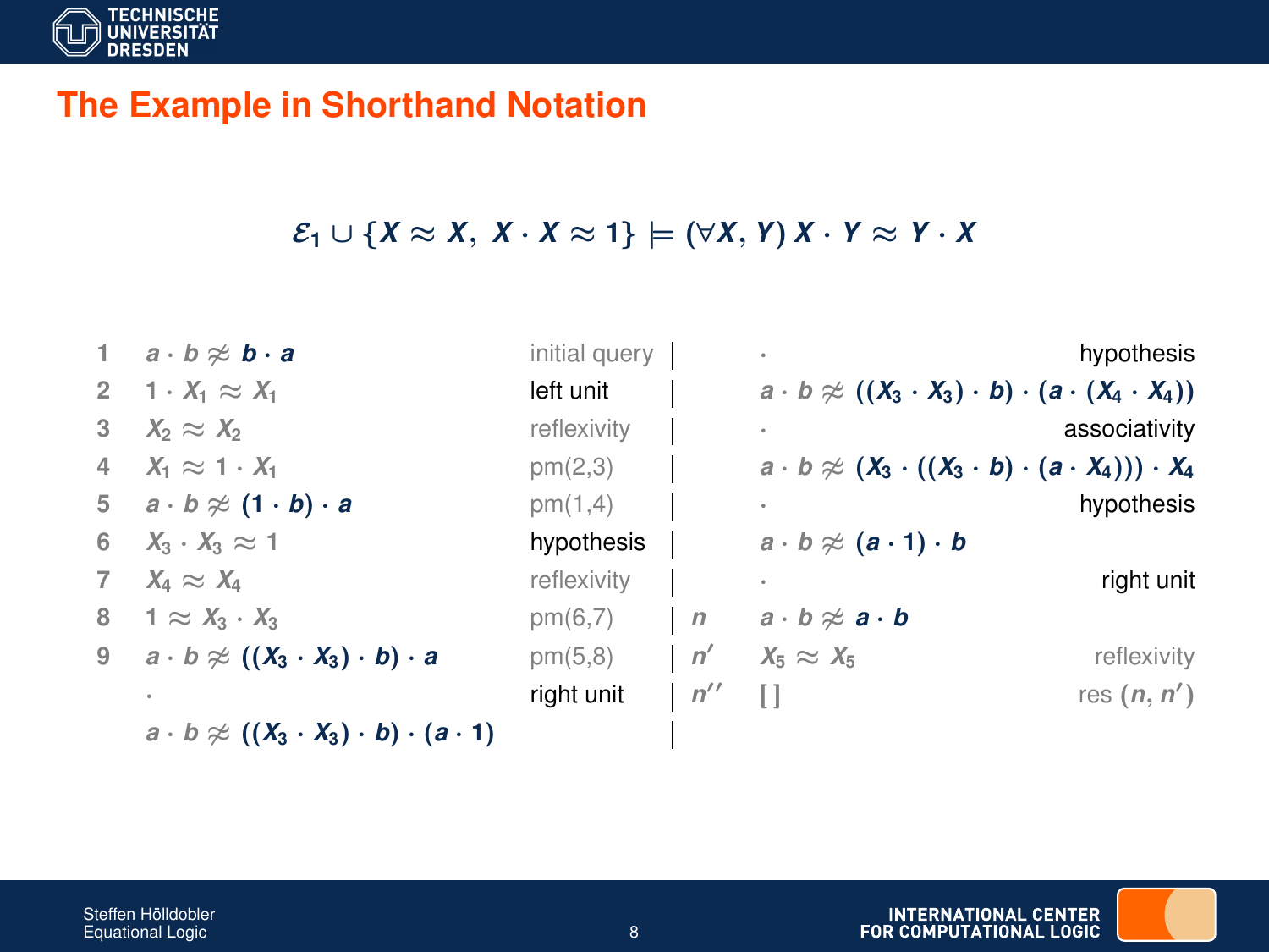## The Example in Shorthand Notation

$$\mathcal{E}_1 \cup \{X \approx X,\; X \cdot X \approx 1\} \models (\forall X, Y)\, X \cdot Y \approx Y \cdot X$$

| | | | | | |
|---|---|---|---|---|---|
| 1 | $a \cdot b \not\approx b \cdot a$ | initial query | | $\cdot$ | hypothesis |
| 2 | $1 \cdot X_1 \approx X_1$ | left unit | | $a \cdot b \not\approx ((X_3 \cdot X_3) \cdot b) \cdot (a \cdot (X_4 \cdot X_4))$ | |
| 3 | $X_2 \approx X_2$ | reflexivity | | $\cdot$ | associativity |
| 4 | $X_1 \approx 1 \cdot X_1$ | pm(2,3) | | $a \cdot b \not\approx (X_3 \cdot ((X_3 \cdot b) \cdot (a \cdot X_4))) \cdot X_4$ | |
| 5 | $a \cdot b \not\approx (1 \cdot b) \cdot a$ | pm(1,4) | | $\cdot$ | hypothesis |
| 6 | $X_3 \cdot X_3 \approx 1$ | hypothesis | | $a \cdot b \not\approx (a \cdot 1) \cdot b$ | |
| 7 | $X_4 \approx X_4$ | reflexivity | | $\cdot$ | right unit |
| 8 | $1 \approx X_3 \cdot X_3$ | pm(6,7) | $n$ | $a \cdot b \not\approx a \cdot b$ | |
| 9 | $a \cdot b \not\approx ((X_3 \cdot X_3) \cdot b) \cdot a$ | pm(5,8) | $n'$ | $X_5 \approx X_5$ | reflexivity |
| | $\cdot$ | right unit | $n''$ | $[\,]$ | res $(n, n')$ |
| | $a \cdot b \not\approx ((X_3 \cdot X_3) \cdot b) \cdot (a \cdot 1)$ | | | | |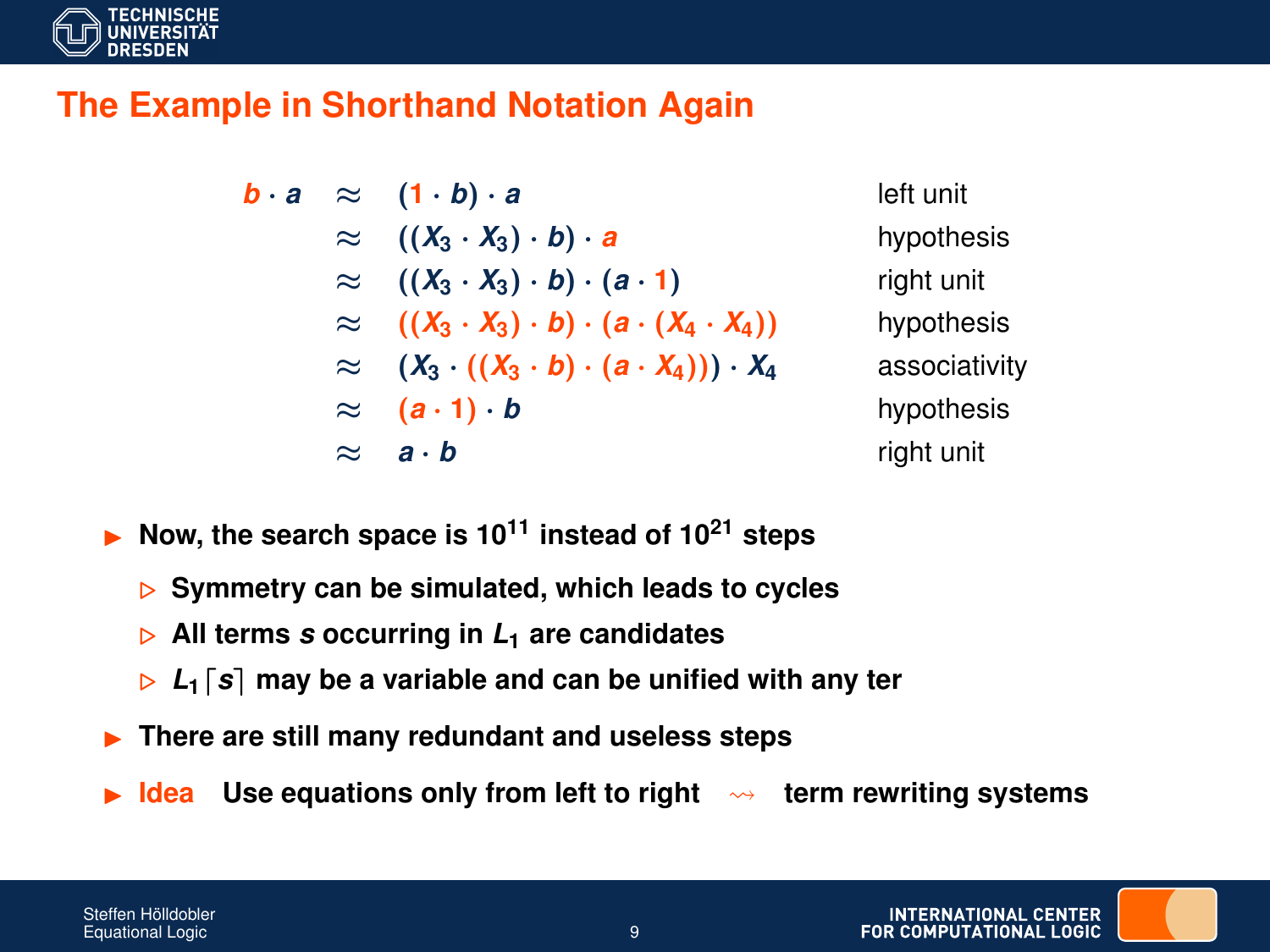# The Example in Shorthand Notation Again

$$
\begin{array}{rcll}
b \cdot a & \approx & (1 \cdot b) \cdot a & \text{left unit} \\
 & \approx & ((X_3 \cdot X_3) \cdot b) \cdot a & \text{hypothesis} \\
 & \approx & ((X_3 \cdot X_3) \cdot b) \cdot (a \cdot 1) & \text{right unit} \\
 & \approx & ((X_3 \cdot X_3) \cdot b) \cdot (a \cdot (X_4 \cdot X_4)) & \text{hypothesis} \\
 & \approx & (X_3 \cdot ((X_3 \cdot b) \cdot (a \cdot X_4))) \cdot X_4 & \text{associativity} \\
 & \approx & (a \cdot 1) \cdot b & \text{hypothesis} \\
 & \approx & a \cdot b & \text{right unit}
\end{array}
$$

- **Now, the search space is $10^{11}$ instead of $10^{21}$ steps**
  - **Symmetry can be simulated, which leads to cycles**
  - **All terms $s$ occurring in $L_1$ are candidates**
  - **$L_1\lceil s \rceil$ may be a variable and can be unified with any ter**
- **There are still many redundant and useless steps**
- **Idea** **Use equations only from left to right $\leadsto$ term rewriting systems**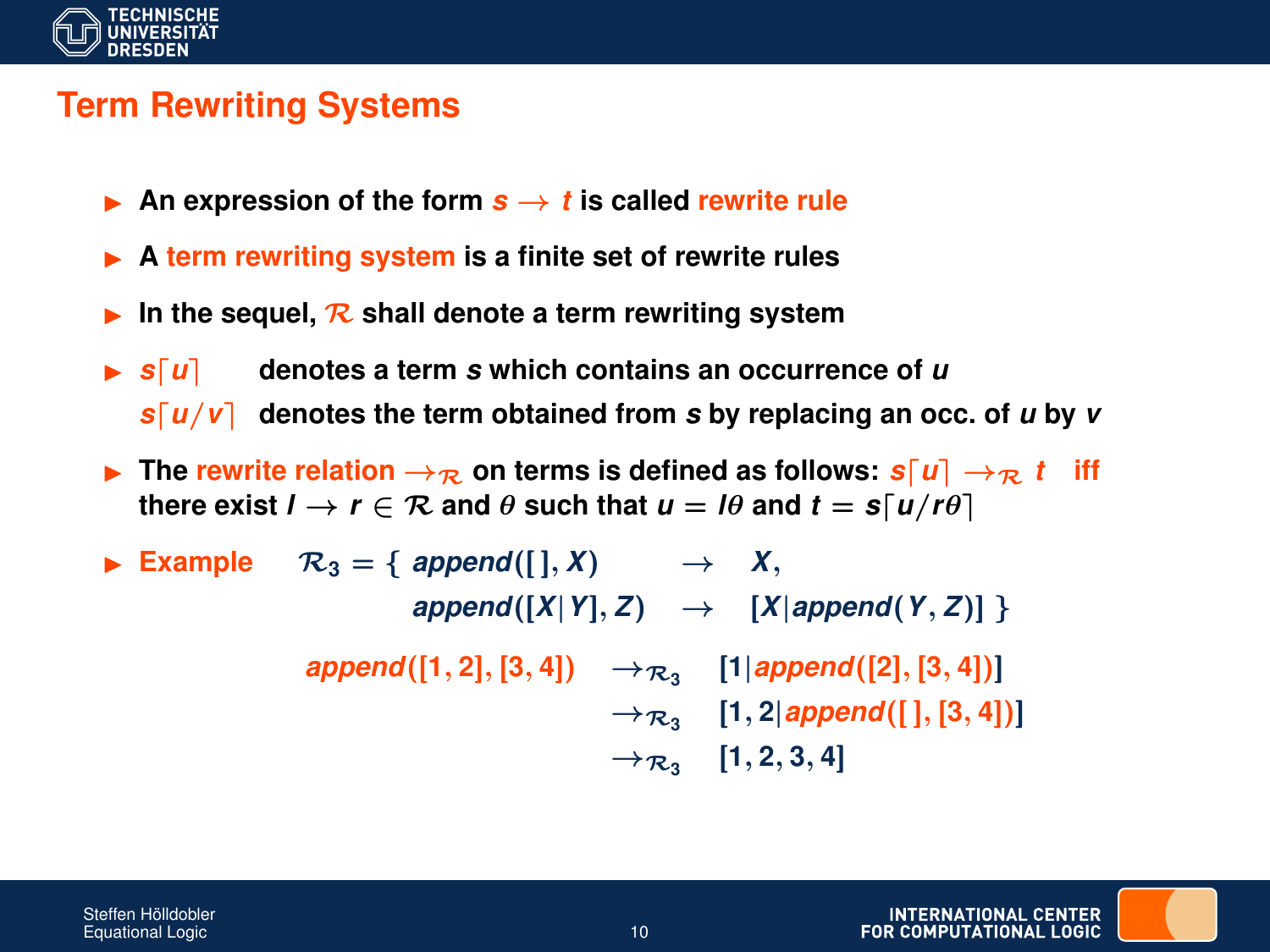# Term Rewriting Systems

- An expression of the form $s \rightarrow t$ is called **rewrite rule**
- A **term rewriting system** is a finite set of rewrite rules
- In the sequel, $\mathcal{R}$ shall denote a term rewriting system
- $s\lceil u \rceil$ denotes a term $s$ which contains an occurrence of $u$

  $s\lceil u/v \rceil$ denotes the term obtained from $s$ by replacing an occ. of $u$ by $v$
- The **rewrite relation** $\rightarrow_{\mathcal{R}}$ on terms is defined as follows: $s\lceil u \rceil \rightarrow_{\mathcal{R}} t$ **iff** there exist $l \rightarrow r \in \mathcal{R}$ and $\theta$ such that $u = l\theta$ and $t = s\lceil u/r\theta \rceil$
- **Example**

$$\mathcal{R}_3 = \{ \begin{array}{lcl} append([\,], X) & \rightarrow & X, \\ append([X|Y], Z) & \rightarrow & [X|append(Y, Z)] \end{array} \}$$

$$\begin{array}{lcl} append([1,2],[3,4]) & \rightarrow_{\mathcal{R}_3} & [1|append([2],[3,4])] \\ & \rightarrow_{\mathcal{R}_3} & [1,2|append([\,],[3,4])] \\ & \rightarrow_{\mathcal{R}_3} & [1,2,3,4] \end{array}$$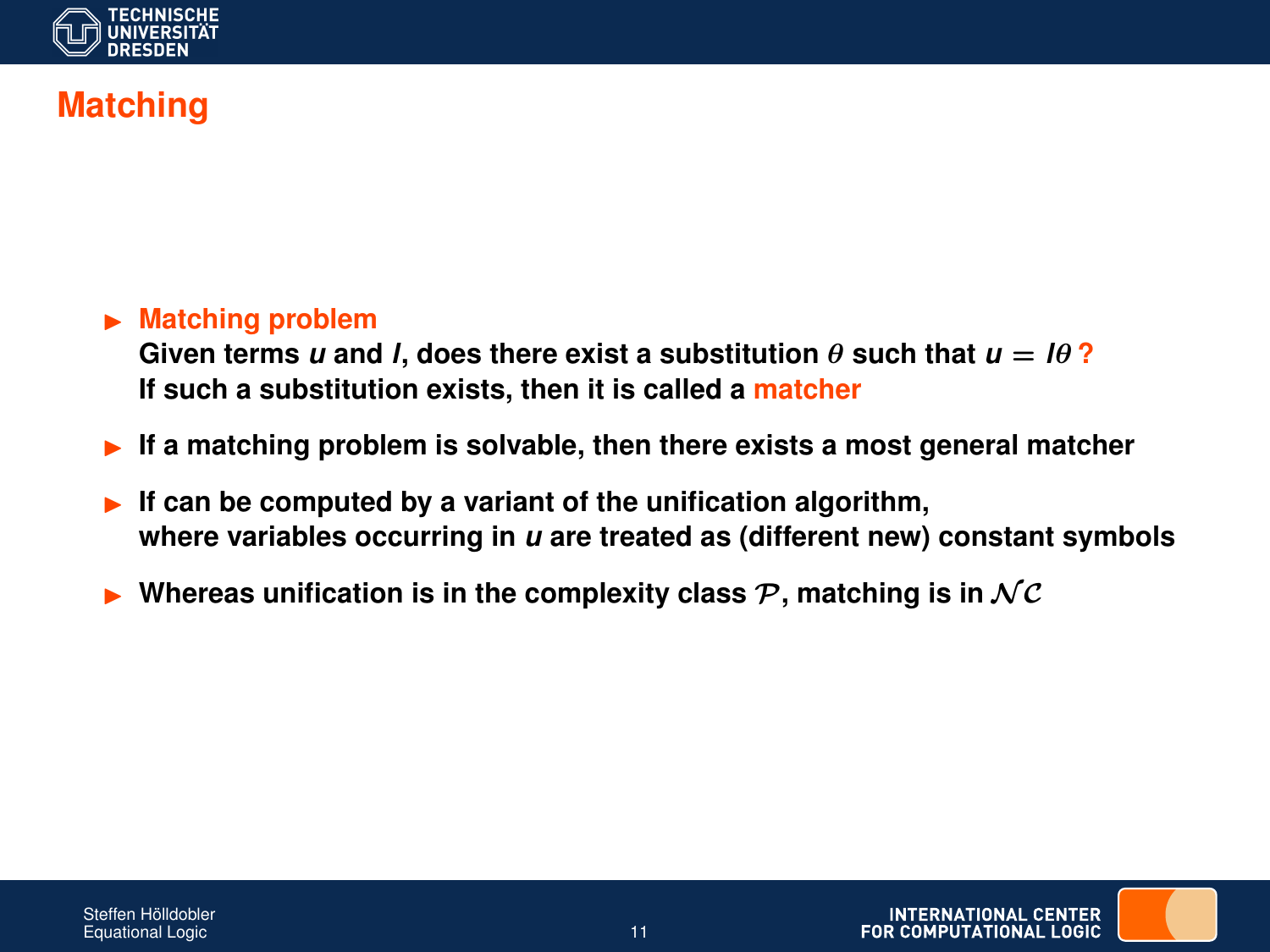# Matching

- **Matching problem**
  **Given terms $u$ and $l$, does there exist a substitution $\theta$ such that $u = l\theta$ ?**
  **If such a substitution exists, then it is called a matcher**
- **If a matching problem is solvable, then there exists a most general matcher**
- **If can be computed by a variant of the unification algorithm,**
  **where variables occurring in $u$ are treated as (different new) constant symbols**
- **Whereas unification is in the complexity class $\mathcal{P}$, matching is in $\mathcal{NC}$**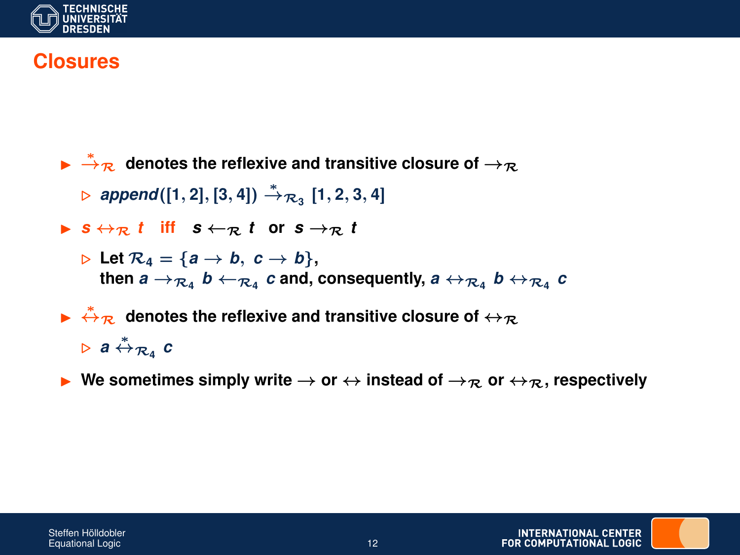# Closures

- $\stackrel{*}{\rightarrow}_{\mathcal{R}}$ denotes the reflexive and transitive closure of $\rightarrow_{\mathcal{R}}$
  - $\mathit{append}([1,2],[3,4]) \stackrel{*}{\rightarrow}_{\mathcal{R}_3} [1,2,3,4]$
- $s \leftrightarrow_{\mathcal{R}} t$ iff $s \leftarrow_{\mathcal{R}} t$ or $s \rightarrow_{\mathcal{R}} t$
  - Let $\mathcal{R}_4 = \{a \rightarrow b,\ c \rightarrow b\}$,
    then $a \rightarrow_{\mathcal{R}_4} b \leftarrow_{\mathcal{R}_4} c$ and, consequently, $a \leftrightarrow_{\mathcal{R}_4} b \leftrightarrow_{\mathcal{R}_4} c$
- $\stackrel{*}{\leftrightarrow}_{\mathcal{R}}$ denotes the reflexive and transitive closure of $\leftrightarrow_{\mathcal{R}}$
  - $a \stackrel{*}{\leftrightarrow}_{\mathcal{R}_4} c$
- We sometimes simply write $\rightarrow$ or $\leftrightarrow$ instead of $\rightarrow_{\mathcal{R}}$ or $\leftrightarrow_{\mathcal{R}}$, respectively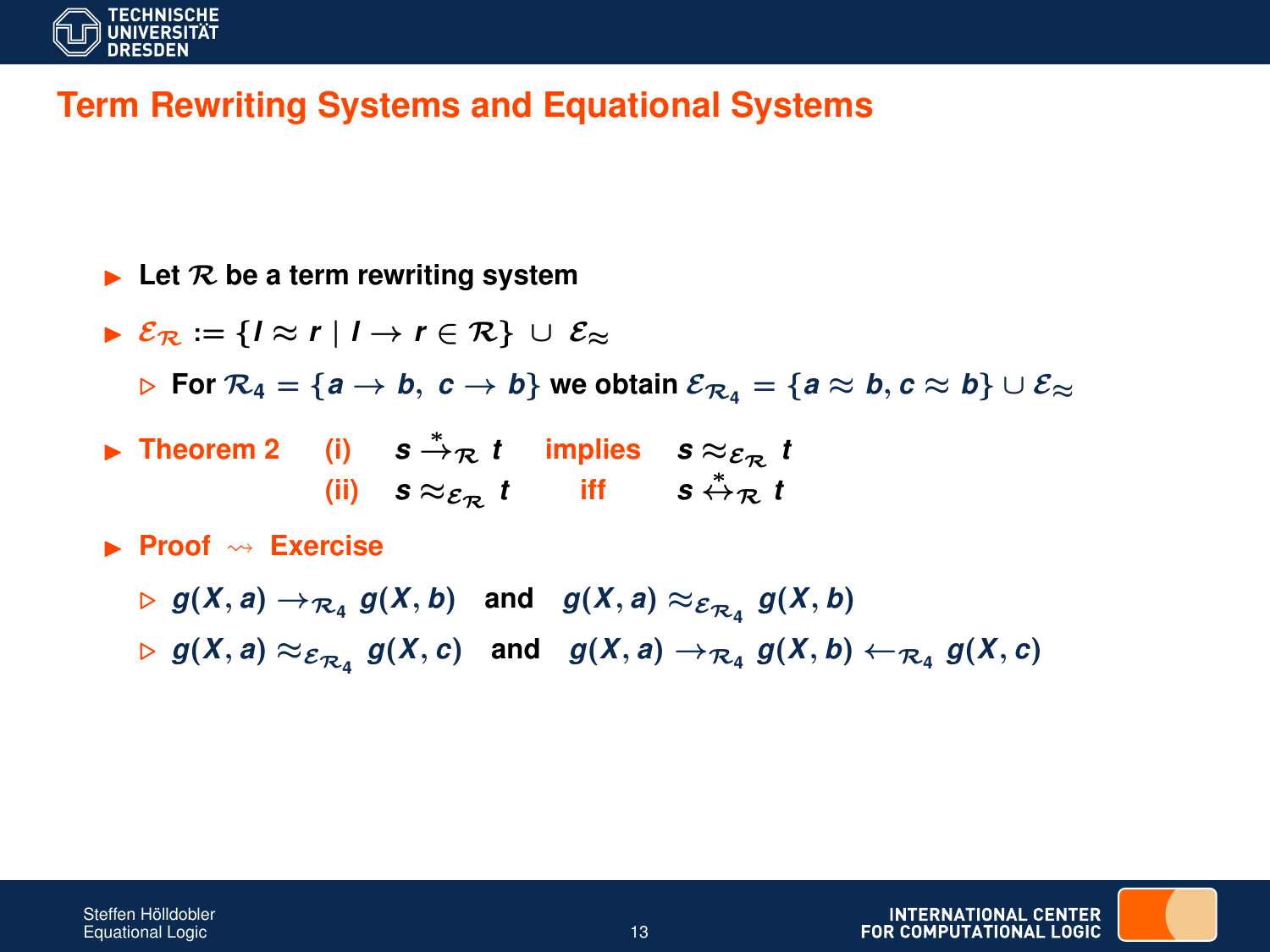## Term Rewriting Systems and Equational Systems

- Let $\mathcal{R}$ be a term rewriting system
- $\mathcal{E}_\mathcal{R} := \{l \approx r \mid l \to r \in \mathcal{R}\} \cup \mathcal{E}_\approx$
  - For $\mathcal{R}_4 = \{a \to b,\ c \to b\}$ we obtain $\mathcal{E}_{\mathcal{R}_4} = \{a \approx b, c \approx b\} \cup \mathcal{E}_\approx$
- **Theorem 2**
  - (i) $s \xrightarrow{*}_\mathcal{R} t$ implies $s \approx_{\mathcal{E}_\mathcal{R}} t$
  - (ii) $s \approx_{\mathcal{E}_\mathcal{R}} t$ iff $s \overset{*}{\leftrightarrow}_\mathcal{R} t$
- **Proof** $\rightsquigarrow$ **Exercise**
  - $g(X, a) \to_{\mathcal{R}_4} g(X, b)$ and $g(X, a) \approx_{\mathcal{E}_{\mathcal{R}_4}} g(X, b)$
  - $g(X, a) \approx_{\mathcal{E}_{\mathcal{R}_4}} g(X, c)$ and $g(X, a) \to_{\mathcal{R}_4} g(X, b) \leftarrow_{\mathcal{R}_4} g(X, c)$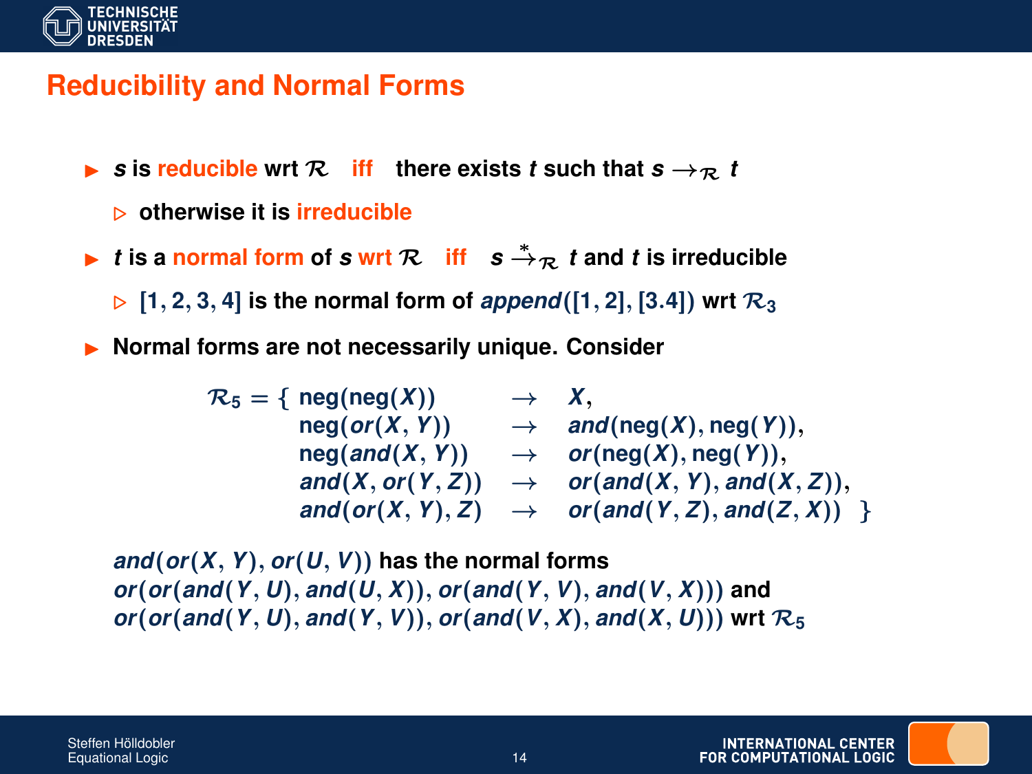# Reducibility and Normal Forms

- $s$ is **reducible** wrt $\mathcal{R}$ iff there exists $t$ such that $s \rightarrow_{\mathcal{R}} t$
  - otherwise it is **irreducible**
- $t$ is a **normal form** of $s$ wrt $\mathcal{R}$ iff $s \overset{*}{\rightarrow}_{\mathcal{R}} t$ and $t$ is irreducible
  - $[1, 2, 3, 4]$ is the normal form of $append([1, 2], [3.4])$ wrt $\mathcal{R}_3$
- Normal forms are not necessarily unique. Consider

$$
\begin{array}{rlcl}
\mathcal{R}_5 = \{ & \mathrm{neg}(\mathrm{neg}(X)) & \rightarrow & X, \\
& \mathrm{neg}(or(X, Y)) & \rightarrow & and(\mathrm{neg}(X), \mathrm{neg}(Y)), \\
& \mathrm{neg}(and(X, Y)) & \rightarrow & or(\mathrm{neg}(X), \mathrm{neg}(Y)), \\
& and(X, or(Y, Z)) & \rightarrow & or(and(X, Y), and(X, Z)), \\
& and(or(X, Y), Z) & \rightarrow & or(and(Y, Z), and(Z, X)) \quad \}
\end{array}
$$

$and(or(X, Y), or(U, V))$ has the normal forms
$or(or(and(Y, U), and(U, X)), or(and(Y, V), and(V, X)))$ and
$or(or(and(Y, U), and(Y, V)), or(and(V, X), and(X, U)))$ wrt $\mathcal{R}_5$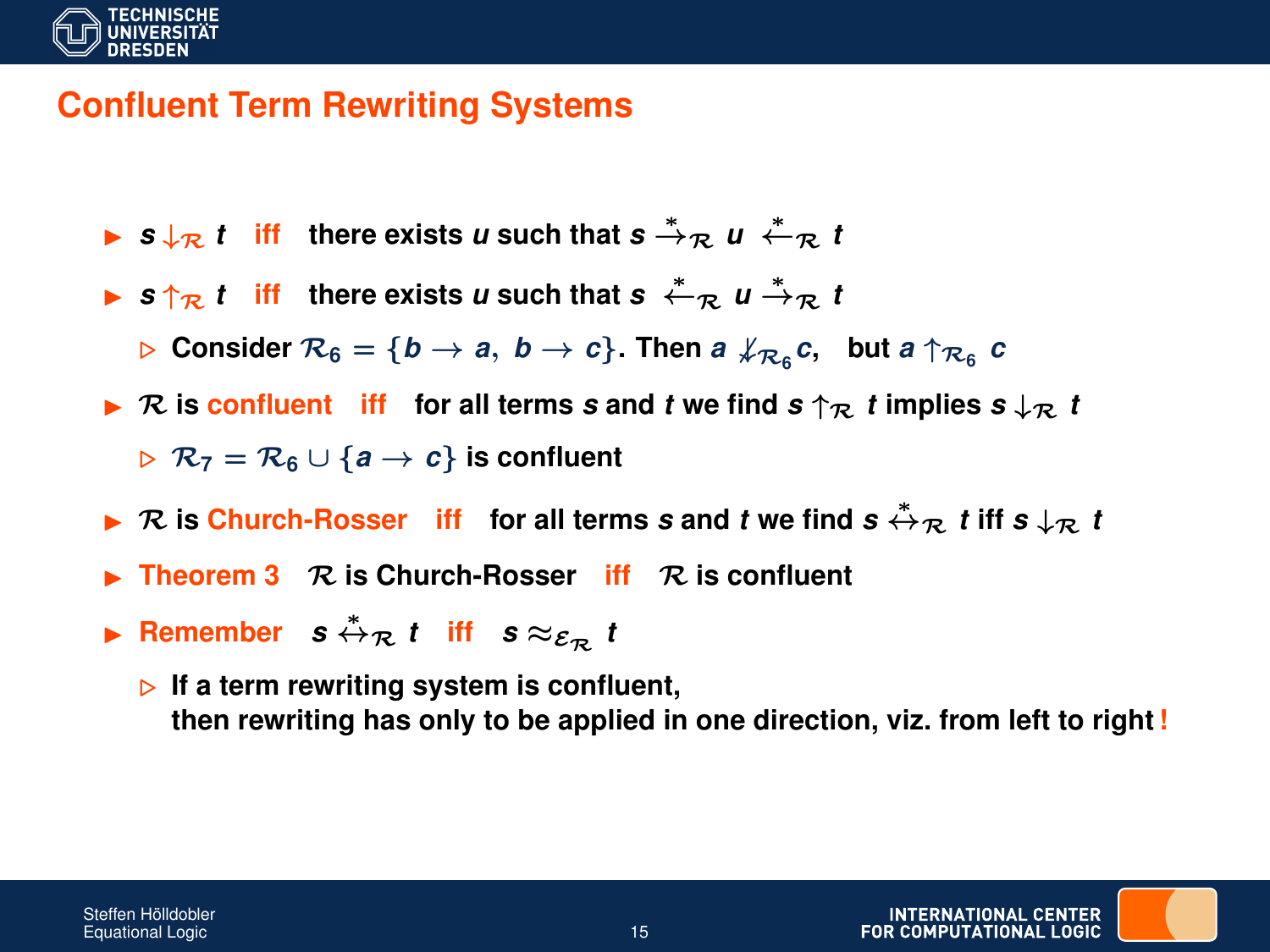## Confluent Term Rewriting Systems

- $s \downarrow_{\mathcal{R}} t$ **iff** there exists $u$ such that $s \overset{*}{\rightarrow}_{\mathcal{R}} u \overset{*}{\leftarrow}_{\mathcal{R}} t$
- $s \uparrow_{\mathcal{R}} t$ **iff** there exists $u$ such that $s \overset{*}{\leftarrow}_{\mathcal{R}} u \overset{*}{\rightarrow}_{\mathcal{R}} t$
  - Consider $\mathcal{R}_6 = \{b \rightarrow a,\ b \rightarrow c\}$. Then $a \not\downarrow_{\mathcal{R}_6} c$, but $a \uparrow_{\mathcal{R}_6} c$
- $\mathcal{R}$ is **confluent** **iff** for all terms $s$ and $t$ we find $s \uparrow_{\mathcal{R}} t$ implies $s \downarrow_{\mathcal{R}} t$
  - $\mathcal{R}_7 = \mathcal{R}_6 \cup \{a \rightarrow c\}$ is confluent
- $\mathcal{R}$ is **Church-Rosser** **iff** for all terms $s$ and $t$ we find $s \overset{*}{\leftrightarrow}_{\mathcal{R}} t$ iff $s \downarrow_{\mathcal{R}} t$
- **Theorem 3** $\mathcal{R}$ is Church-Rosser **iff** $\mathcal{R}$ is confluent
- **Remember** $s \overset{*}{\leftrightarrow}_{\mathcal{R}} t$ **iff** $s \approx_{\mathcal{E}_{\mathcal{R}}} t$
  - If a term rewriting system is confluent, then rewriting has only to be applied in one direction, viz. from left to right!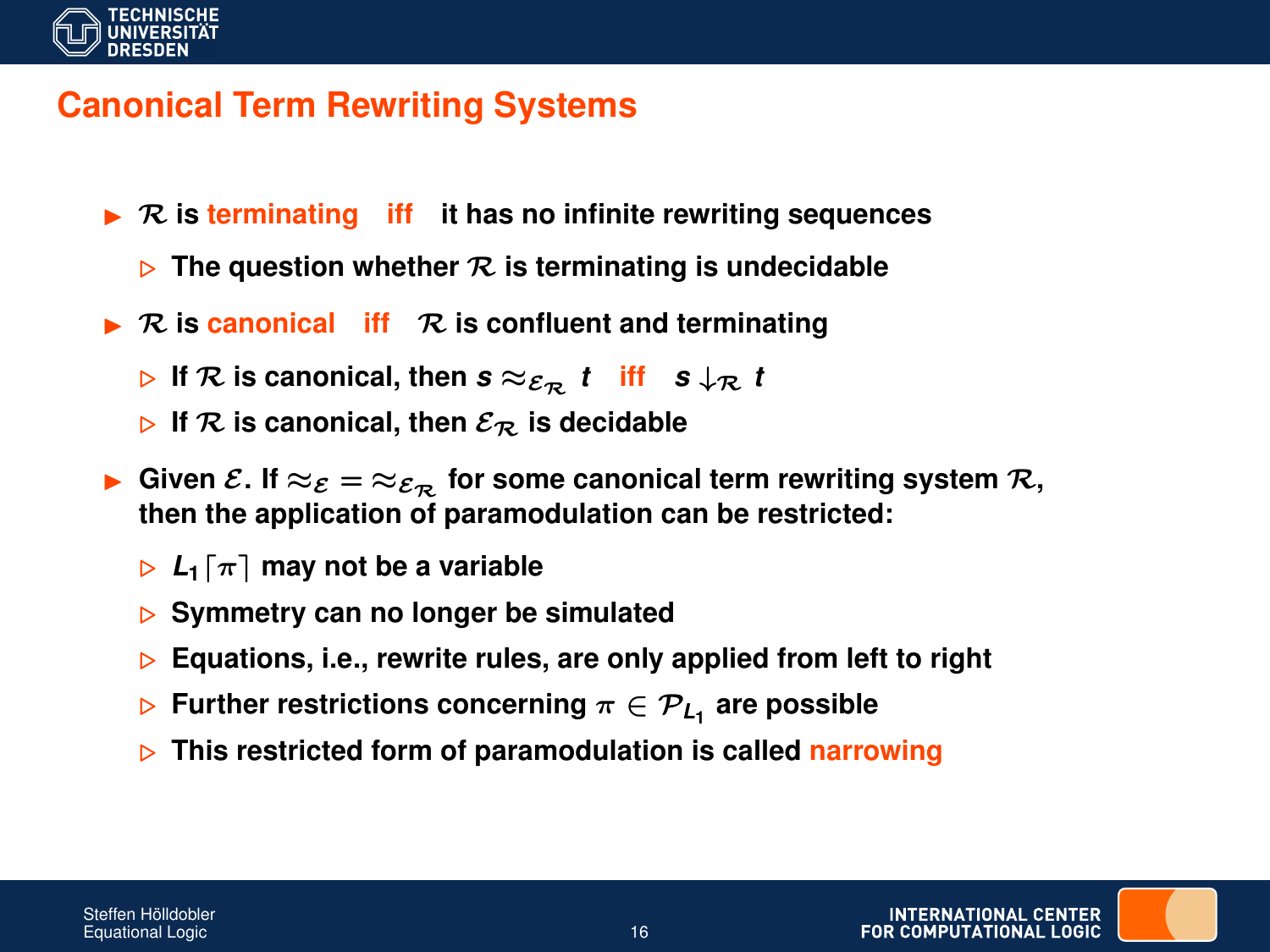# Canonical Term Rewriting Systems

- $\mathcal{R}$ is terminating iff it has no infinite rewriting sequences
  - The question whether $\mathcal{R}$ is terminating is undecidable
- $\mathcal{R}$ is canonical iff $\mathcal{R}$ is confluent and terminating
  - If $\mathcal{R}$ is canonical, then $s \approx_{\mathcal{E}_\mathcal{R}} t$ iff $s \downarrow_\mathcal{R} t$
  - If $\mathcal{R}$ is canonical, then $\mathcal{E}_\mathcal{R}$ is decidable
- Given $\mathcal{E}$. If $\approx_\mathcal{E} = \approx_{\mathcal{E}_\mathcal{R}}$ for some canonical term rewriting system $\mathcal{R}$, then the application of paramodulation can be restricted:
  - $L_1\lceil\pi\rceil$ may not be a variable
  - Symmetry can no longer be simulated
  - Equations, i.e., rewrite rules, are only applied from left to right
  - Further restrictions concerning $\pi \in \mathcal{P}_{L_1}$ are possible
  - This restricted form of paramodulation is called narrowing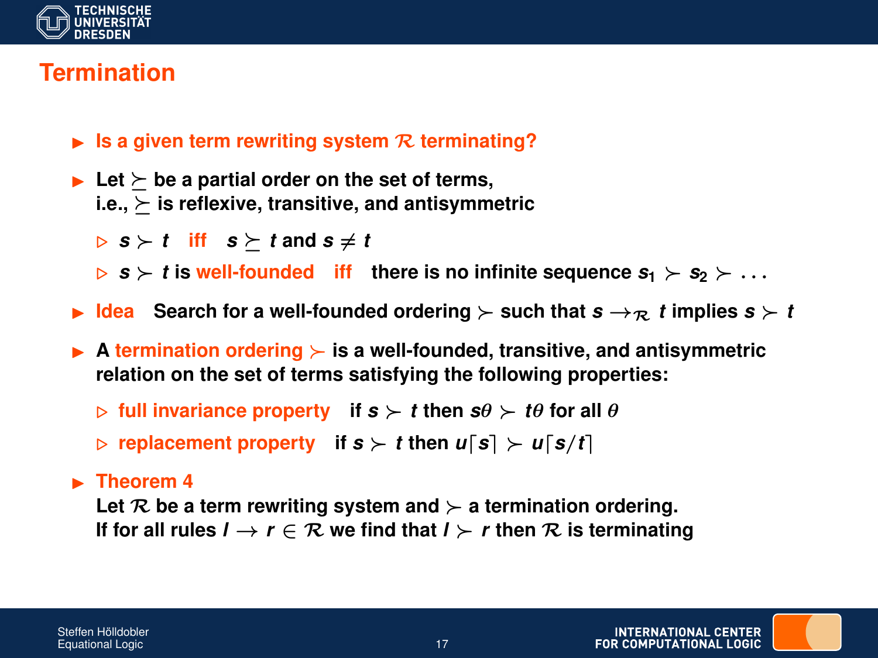# Termination

- **Is a given term rewriting system $\mathcal{R}$ terminating?**
- Let $\succeq$ be a partial order on the set of terms,
  i.e., $\succeq$ is reflexive, transitive, and antisymmetric
  - $s \succ t$ iff $s \succeq t$ and $s \neq t$
  - $s \succ t$ is **well-founded** iff there is no infinite sequence $s_1 \succ s_2 \succ \ldots$
- **Idea** Search for a well-founded ordering $\succ$ such that $s \rightarrow_{\mathcal{R}} t$ implies $s \succ t$
- A **termination ordering** $\succ$ is a well-founded, transitive, and antisymmetric relation on the set of terms satisfying the following properties:
  - **full invariance property** if $s \succ t$ then $s\theta \succ t\theta$ for all $\theta$
  - **replacement property** if $s \succ t$ then $u\lceil s \rceil \succ u\lceil s/t \rceil$
- **Theorem 4**
  Let $\mathcal{R}$ be a term rewriting system and $\succ$ a termination ordering.
  If for all rules $l \rightarrow r \in \mathcal{R}$ we find that $l \succ r$ then $\mathcal{R}$ is terminating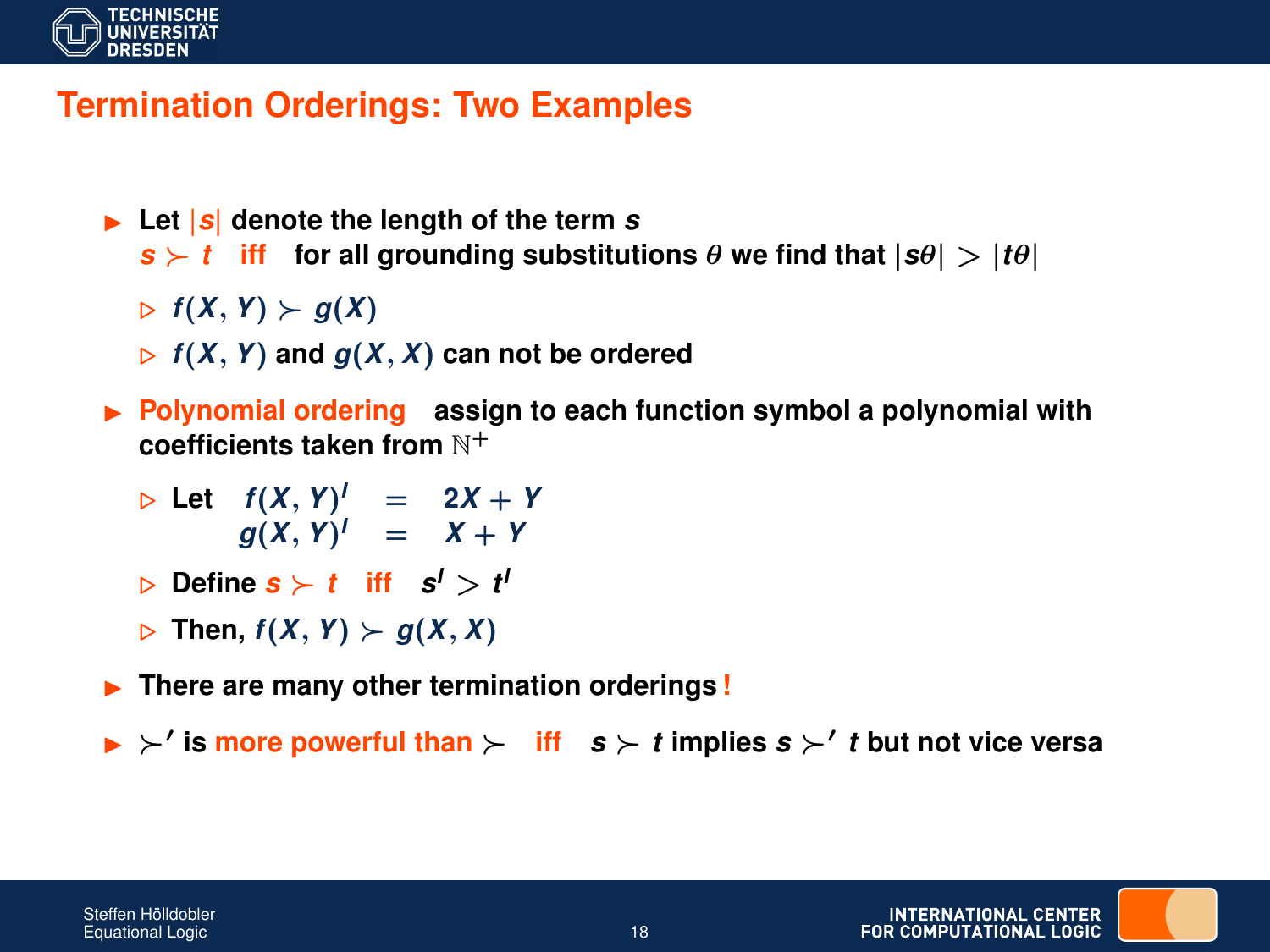# Termination Orderings: Two Examples

- Let $|s|$ denote the length of the term $s$
  $s \succ t$ iff for all grounding substitutions $\theta$ we find that $|s\theta| > |t\theta|$
  - $f(X, Y) \succ g(X)$
  - $f(X, Y)$ and $g(X, X)$ can not be ordered
- Polynomial ordering assign to each function symbol a polynomial with coefficients taken from $\mathbb{N}^+$
  - Let $f(X, Y)^I = 2X + Y$
    $g(X, Y)^I = X + Y$
  - Define $s \succ t$ iff $s^I > t^I$
  - Then, $f(X, Y) \succ g(X, X)$
- There are many other termination orderings!
- $\succ'$ is more powerful than $\succ$ iff $s \succ t$ implies $s \succ' t$ but not vice versa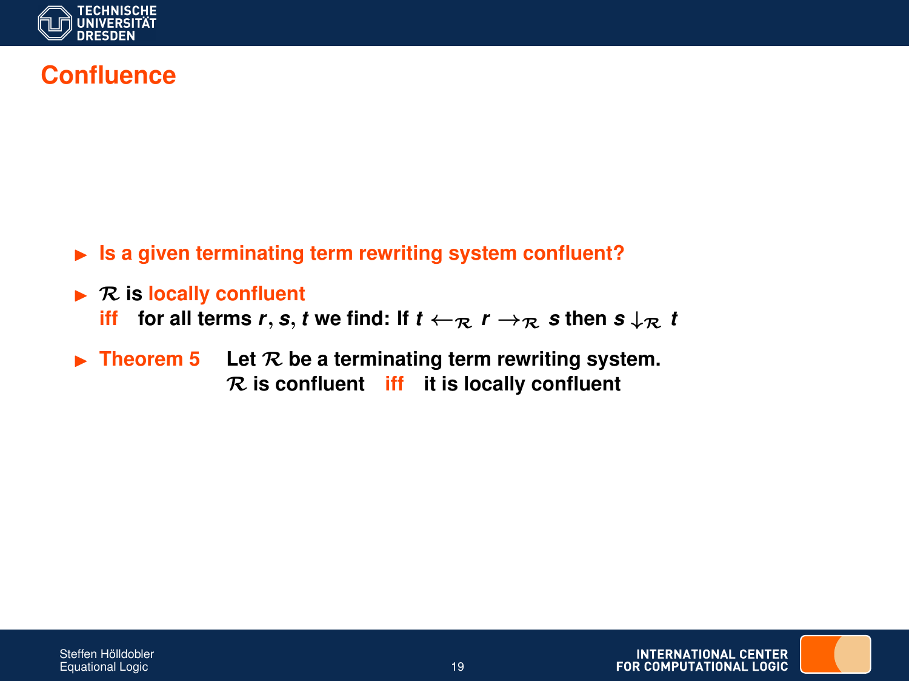# Confluence

- **Is a given terminating term rewriting system confluent?**
- $\mathcal{R}$ is **locally confluent**
  **iff** for all terms $r, s, t$ we find: If $t \leftarrow_{\mathcal{R}} r \rightarrow_{\mathcal{R}} s$ then $s \downarrow_{\mathcal{R}} t$
- **Theorem 5** Let $\mathcal{R}$ be a terminating term rewriting system.
  $\mathcal{R}$ is confluent **iff** it is locally confluent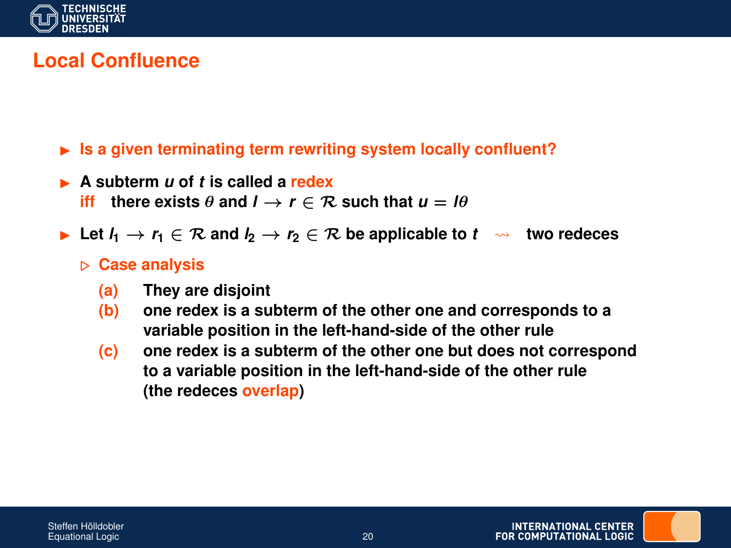## Local Confluence

- **Is a given terminating term rewriting system locally confluent?**
- **A subterm $u$ of $t$ is called a redex**
  **iff there exists $\theta$ and $l \to r \in \mathcal{R}$ such that $u = l\theta$**
- **Let $l_1 \to r_1 \in \mathcal{R}$ and $l_2 \to r_2 \in \mathcal{R}$ be applicable to $t$ $\rightsquigarrow$ two redeces**
  - **Case analysis**
    - **(a)** They are disjoint
    - **(b)** one redex is a subterm of the other one and corresponds to a variable position in the left-hand-side of the other rule
    - **(c)** one redex is a subterm of the other one but does not correspond to a variable position in the left-hand-side of the other rule (the redeces overlap)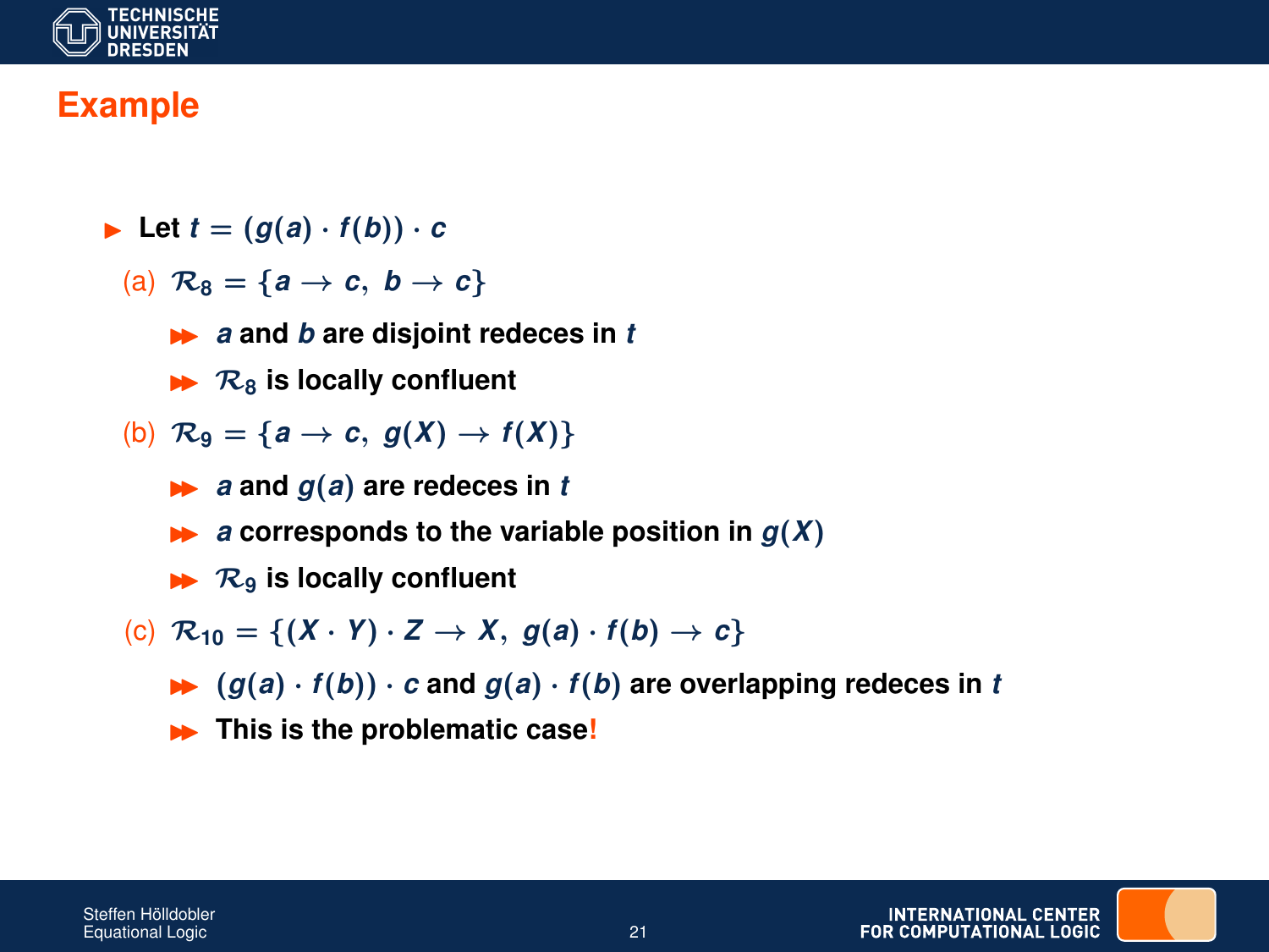## Example

- Let $t = (g(a) \cdot f(b)) \cdot c$

  (a) $\mathcal{R}_8 = \{a \to c,\ b \to c\}$
  - $a$ and $b$ are disjoint redeces in $t$
  - $\mathcal{R}_8$ is locally confluent

  (b) $\mathcal{R}_9 = \{a \to c,\ g(X) \to f(X)\}$
  - $a$ and $g(a)$ are redeces in $t$
  - $a$ corresponds to the variable position in $g(X)$
  - $\mathcal{R}_9$ is locally confluent

  (c) $\mathcal{R}_{10} = \{(X \cdot Y) \cdot Z \to X,\ g(a) \cdot f(b) \to c\}$
  - $(g(a) \cdot f(b)) \cdot c$ and $g(a) \cdot f(b)$ are overlapping redeces in $t$
  - This is the problematic case!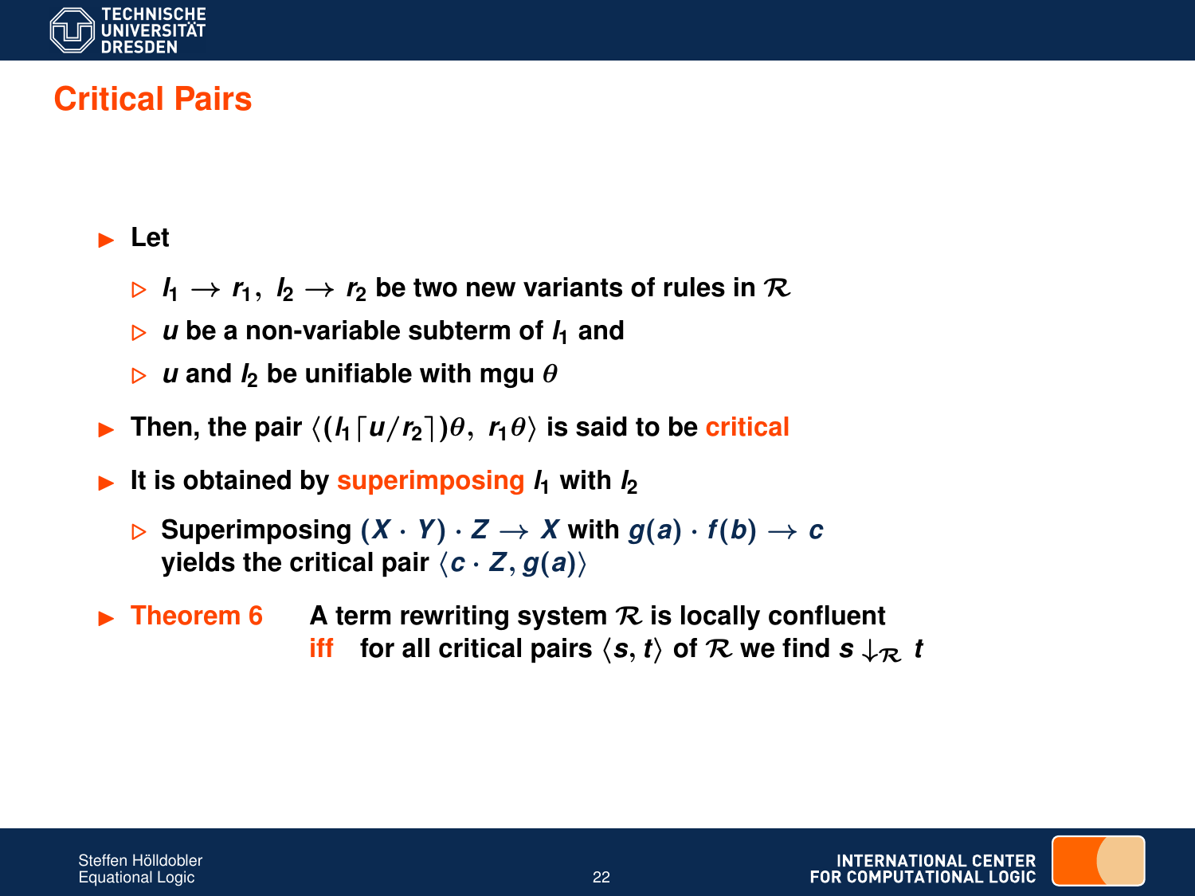# Critical Pairs

- Let
  - $l_1 \rightarrow r_1,\ l_2 \rightarrow r_2$ be two new variants of rules in $\mathcal{R}$
  - $u$ be a non-variable subterm of $l_1$ and
  - $u$ and $l_2$ be unifiable with mgu $\theta$
- Then, the pair $\langle (l_1\lceil u/r_2 \rceil)\theta,\ r_1\theta \rangle$ is said to be **critical**
- It is obtained by **superimposing** $l_1$ with $l_2$
  - Superimposing $(X \cdot Y) \cdot Z \rightarrow X$ with $g(a) \cdot f(b) \rightarrow c$ yields the critical pair $\langle c \cdot Z, g(a) \rangle$
- **Theorem 6** A term rewriting system $\mathcal{R}$ is locally confluent **iff** for all critical pairs $\langle s, t \rangle$ of $\mathcal{R}$ we find $s \downarrow_{\mathcal{R}} t$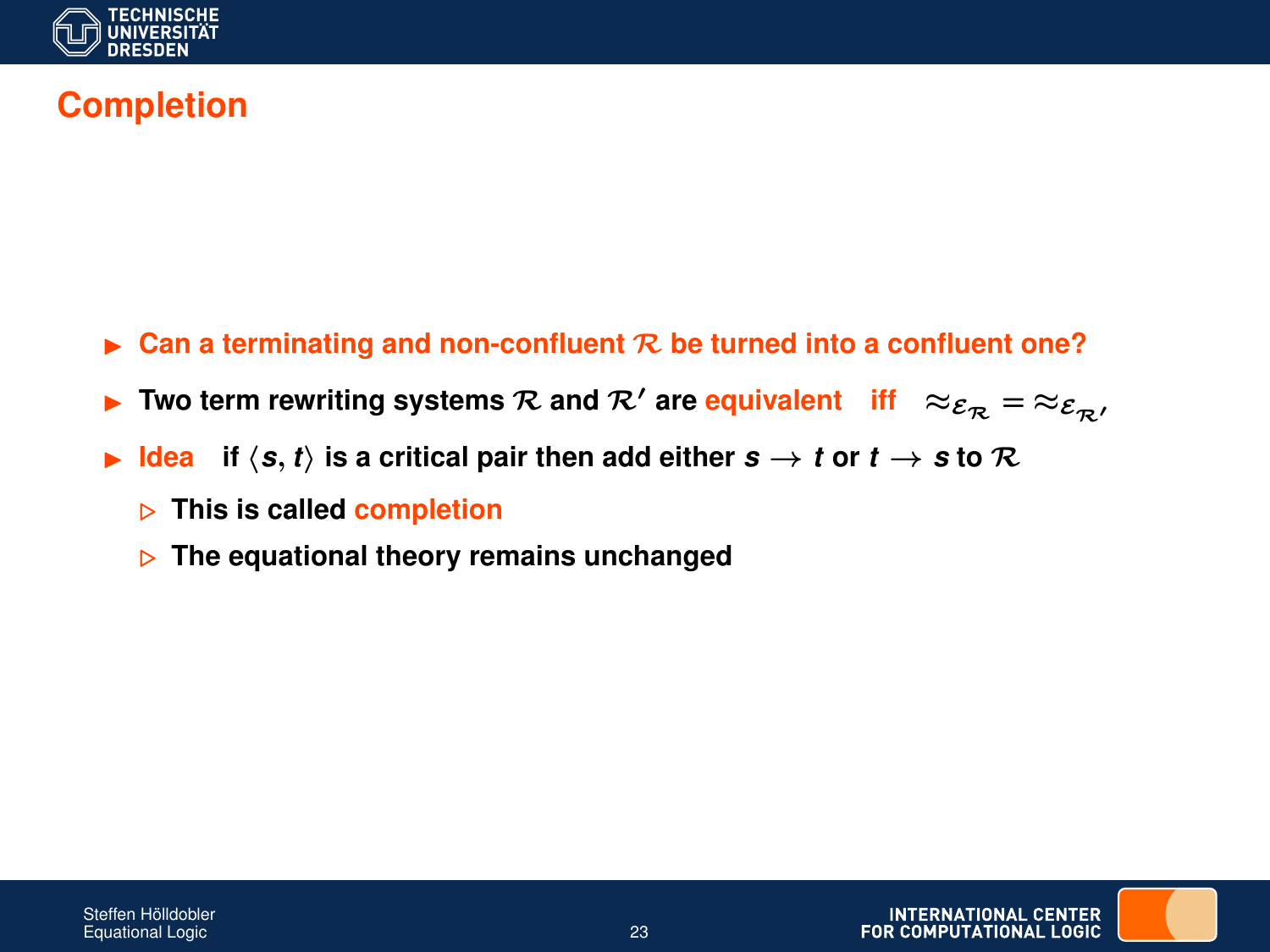# Completion

- **Can a terminating and non-confluent $\mathcal{R}$ be turned into a confluent one?**
- **Two term rewriting systems $\mathcal{R}$ and $\mathcal{R}'$ are equivalent iff $\approx_{\mathcal{E}_\mathcal{R}} = \approx_{\mathcal{E}_{\mathcal{R}'}}$**
- **Idea if $\langle s, t \rangle$ is a critical pair then add either $s \rightarrow t$ or $t \rightarrow s$ to $\mathcal{R}$**
  - **This is called completion**
  - **The equational theory remains unchanged**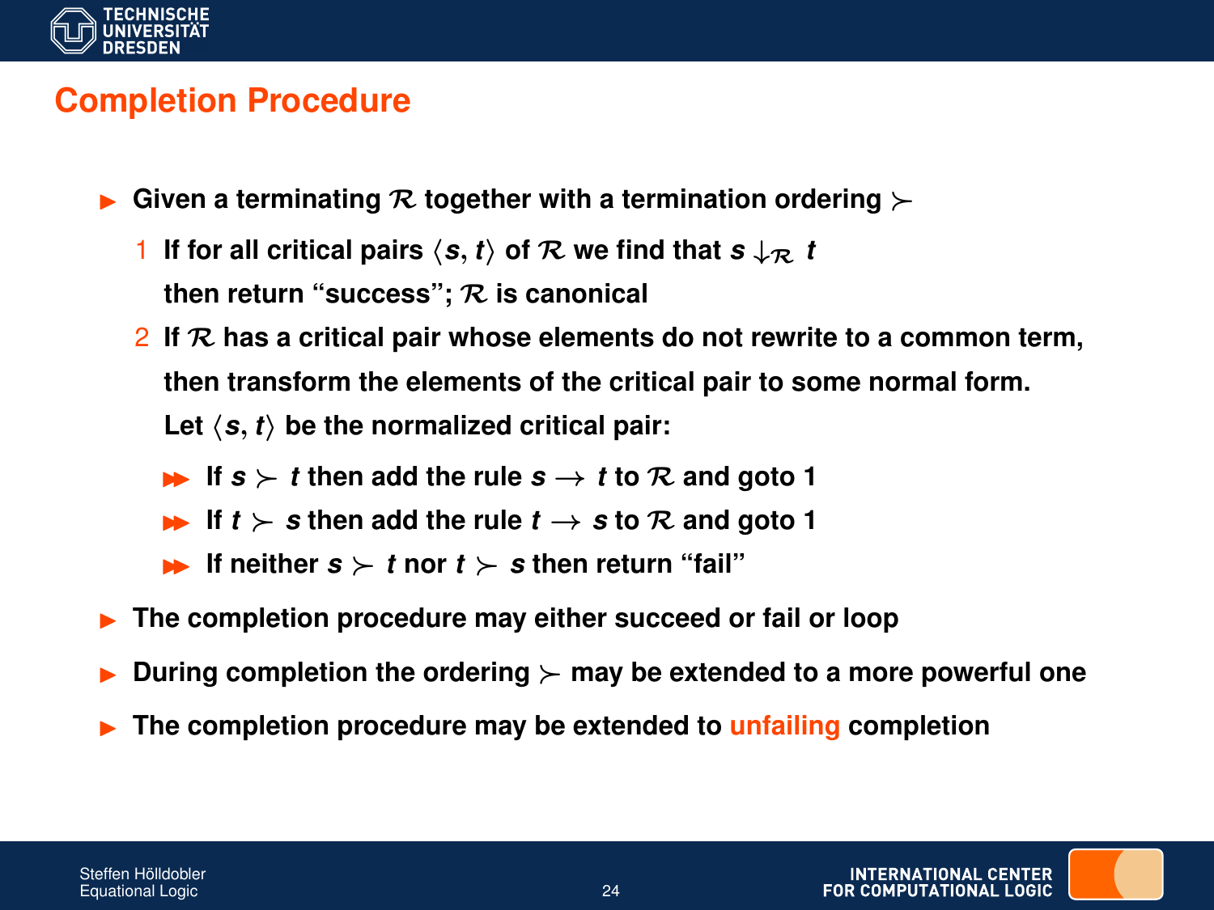## Completion Procedure

- Given a terminating $\mathcal{R}$ together with a termination ordering $\succ$
  1. If for all critical pairs $\langle s, t\rangle$ of $\mathcal{R}$ we find that $s \downarrow_{\mathcal{R}} t$ then return "success"; $\mathcal{R}$ is canonical
  2. If $\mathcal{R}$ has a critical pair whose elements do not rewrite to a common term, then transform the elements of the critical pair to some normal form. Let $\langle s, t\rangle$ be the normalized critical pair:
     - If $s \succ t$ then add the rule $s \to t$ to $\mathcal{R}$ and goto 1
     - If $t \succ s$ then add the rule $t \to s$ to $\mathcal{R}$ and goto 1
     - If neither $s \succ t$ nor $t \succ s$ then return "fail"
- The completion procedure may either succeed or fail or loop
- During completion the ordering $\succ$ may be extended to a more powerful one
- The completion procedure may be extended to unfailing completion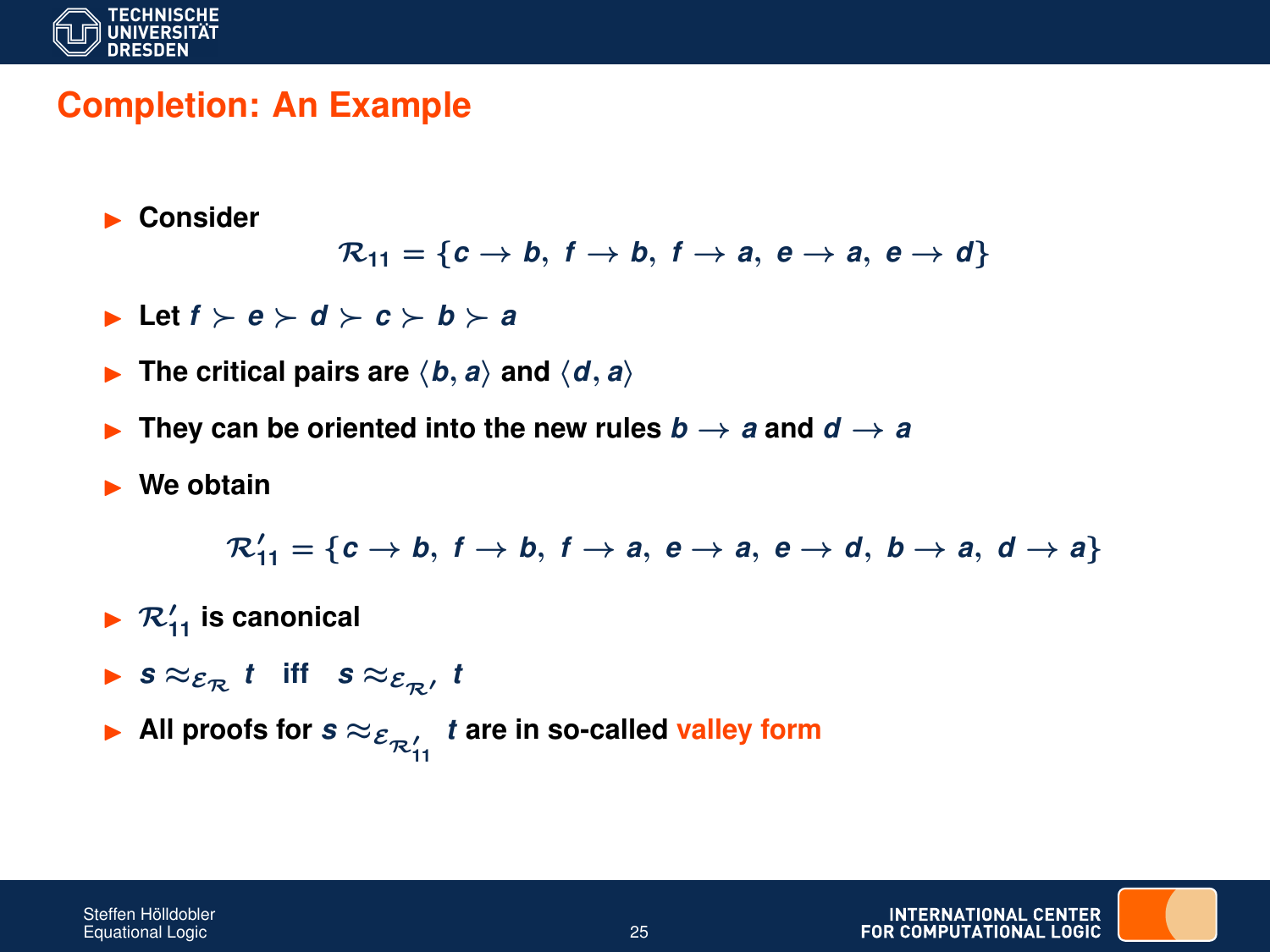## Completion: An Example

- Consider

$$\mathcal{R}_{11} = \{c \rightarrow b,\ f \rightarrow b,\ f \rightarrow a,\ e \rightarrow a,\ e \rightarrow d\}$$

- Let $f \succ e \succ d \succ c \succ b \succ a$
- The critical pairs are $\langle b, a \rangle$ and $\langle d, a \rangle$
- They can be oriented into the new rules $b \rightarrow a$ and $d \rightarrow a$
- We obtain

$$\mathcal{R}'_{11} = \{c \rightarrow b,\ f \rightarrow b,\ f \rightarrow a,\ e \rightarrow a,\ e \rightarrow d,\ b \rightarrow a,\ d \rightarrow a\}$$

- $\mathcal{R}'_{11}$ is canonical
- $s \approx_{\mathcal{E}_{\mathcal{R}}} t \quad$ iff $\quad s \approx_{\mathcal{E}_{\mathcal{R}'}} t$
- All proofs for $s \approx_{\mathcal{E}_{\mathcal{R}'_{11}}} t$ are in so-called valley form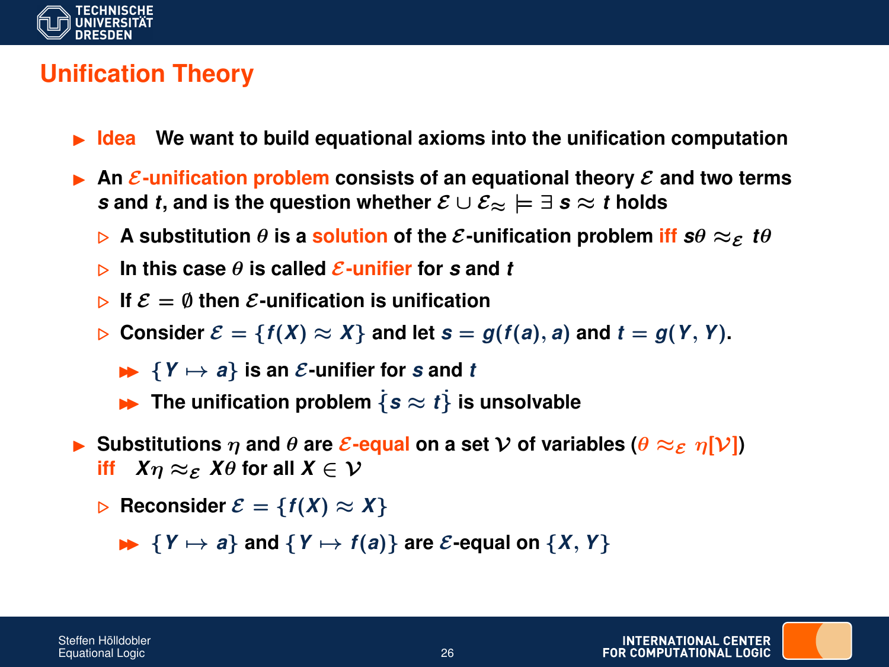# Unification Theory

- **Idea** We want to build equational axioms into the unification computation
- An **$\mathcal{E}$-unification problem** consists of an equational theory $\mathcal{E}$ and two terms $s$ and $t$, and is the question whether $\mathcal{E} \cup \mathcal{E}_{\approx} \models \exists\, s \approx t$ holds
  - A substitution $\theta$ is a **solution** of the $\mathcal{E}$-unification problem **iff** $s\theta \approx_{\mathcal{E}} t\theta$
  - In this case $\theta$ is called **$\mathcal{E}$-unifier** for $s$ and $t$
  - If $\mathcal{E} = \emptyset$ then $\mathcal{E}$-unification is unification
  - Consider $\mathcal{E} = \{f(X) \approx X\}$ and let $s = g(f(a), a)$ and $t = g(Y, Y)$.
    - $\{Y \mapsto a\}$ is an $\mathcal{E}$-unifier for $s$ and $t$
    - The unification problem $\{s \,\dot{\approx}\, t\}$ is unsolvable
- Substitutions $\eta$ and $\theta$ are **$\mathcal{E}$-equal** on a set $\mathcal{V}$ of variables ($\theta \approx_{\mathcal{E}} \eta[\mathcal{V}]$) **iff** $X\eta \approx_{\mathcal{E}} X\theta$ for all $X \in \mathcal{V}$
  - Reconsider $\mathcal{E} = \{f(X) \approx X\}$
    - $\{Y \mapsto a\}$ and $\{Y \mapsto f(a)\}$ are $\mathcal{E}$-equal on $\{X, Y\}$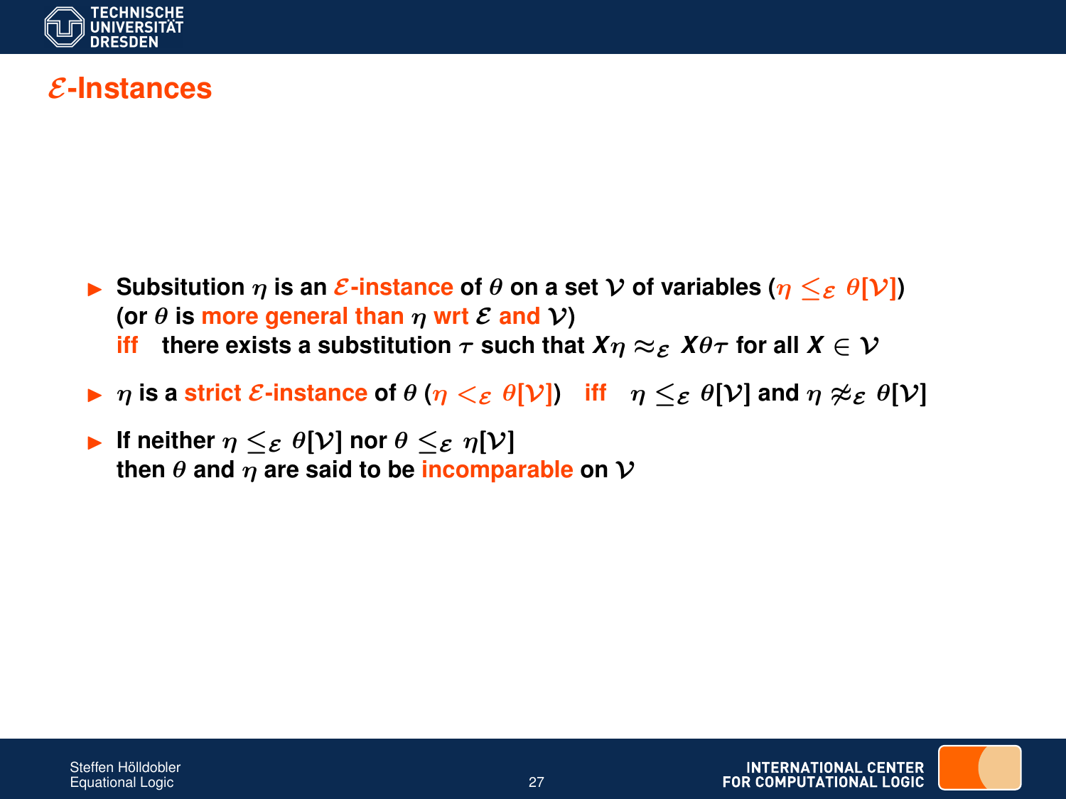# $\mathcal{E}$-Instances

- Subsitution $\eta$ is an $\mathcal{E}$-instance of $\theta$ on a set $\mathcal{V}$ of variables ($\eta \leq_{\mathcal{E}} \theta[\mathcal{V}]$)
  (or $\theta$ is more general than $\eta$ wrt $\mathcal{E}$ and $\mathcal{V}$)
  iff there exists a substitution $\tau$ such that $X\eta \approx_{\mathcal{E}} X\theta\tau$ for all $X \in \mathcal{V}$
- $\eta$ is a strict $\mathcal{E}$-instance of $\theta$ ($\eta <_{\mathcal{E}} \theta[\mathcal{V}]$) iff $\eta \leq_{\mathcal{E}} \theta[\mathcal{V}]$ and $\eta \not\approx_{\mathcal{E}} \theta[\mathcal{V}]$
- If neither $\eta \leq_{\mathcal{E}} \theta[\mathcal{V}]$ nor $\theta \leq_{\mathcal{E}} \eta[\mathcal{V}]$
  then $\theta$ and $\eta$ are said to be incomparable on $\mathcal{V}$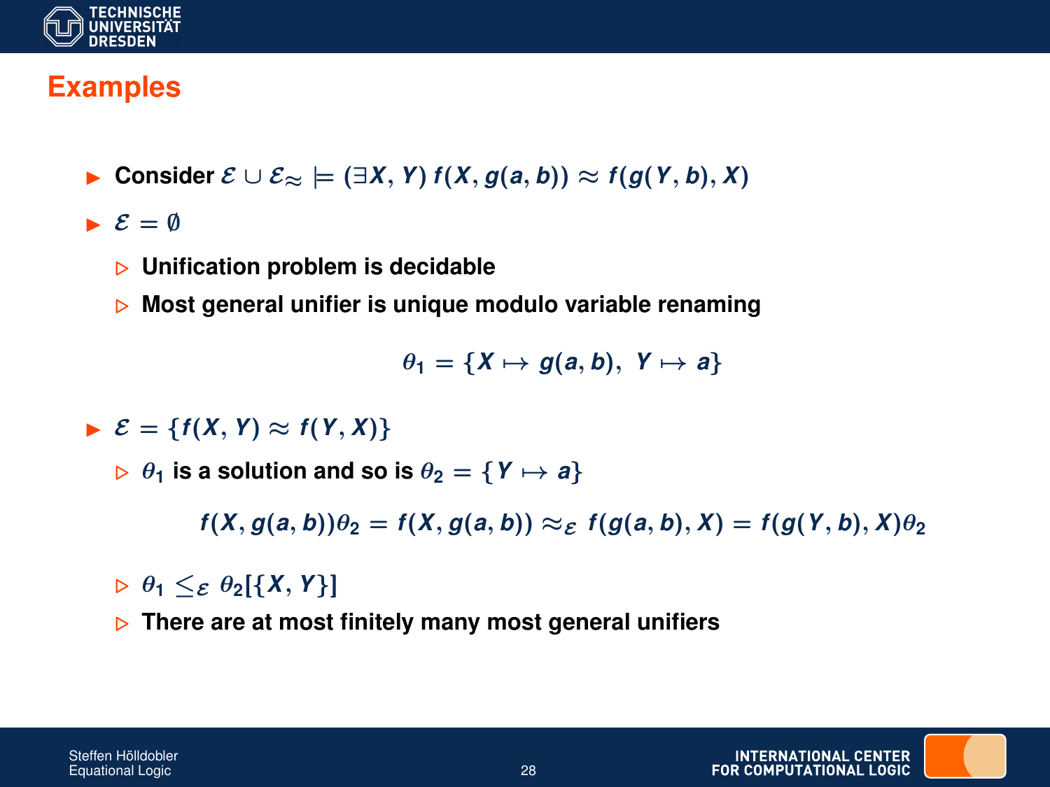## Examples

- Consider $\mathcal{E} \cup \mathcal{E}_{\approx} \models (\exists X, Y)\, f(X, g(a, b)) \approx f(g(Y, b), X)$
- $\mathcal{E} = \emptyset$
  - Unification problem is decidable
  - Most general unifier is unique modulo variable renaming

$$\theta_1 = \{X \mapsto g(a, b),\ Y \mapsto a\}$$

- $\mathcal{E} = \{f(X, Y) \approx f(Y, X)\}$
  - $\theta_1$ is a solution and so is $\theta_2 = \{Y \mapsto a\}$

$$f(X, g(a, b))\theta_2 = f(X, g(a, b)) \approx_{\mathcal{E}} f(g(a, b), X) = f(g(Y, b), X)\theta_2$$

  - $\theta_1 \leq_{\mathcal{E}} \theta_2[\{X, Y\}]$
  - There are at most finitely many most general unifiers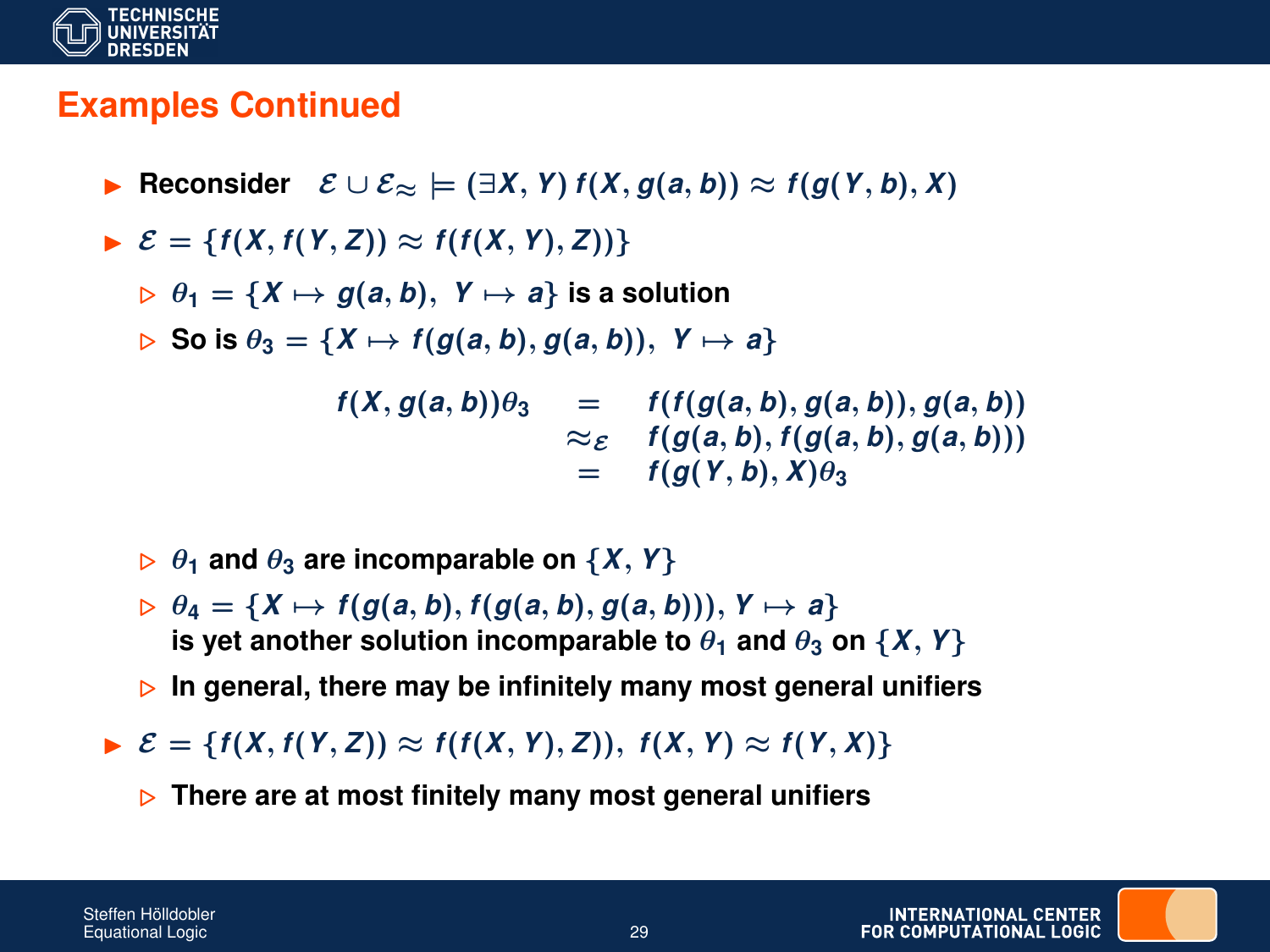## Examples Continued

- Reconsider $\mathcal{E} \cup \mathcal{E}_\approx \models (\exists X, Y)\, f(X, g(a, b)) \approx f(g(Y, b), X)$
- $\mathcal{E} = \{f(X, f(Y, Z)) \approx f(f(X, Y), Z))\}$
  - $\theta_1 = \{X \mapsto g(a, b),\ Y \mapsto a\}$ is a solution
  - So is $\theta_3 = \{X \mapsto f(g(a, b), g(a, b)),\ Y \mapsto a\}$

$$\begin{array}{rcl} f(X, g(a, b))\theta_3 & = & f(f(g(a, b), g(a, b)), g(a, b)) \\ & \approx_\mathcal{E} & f(g(a, b), f(g(a, b), g(a, b))) \\ & = & f(g(Y, b), X)\theta_3 \end{array}$$

  - $\theta_1$ and $\theta_3$ are incomparable on $\{X, Y\}$
  - $\theta_4 = \{X \mapsto f(g(a, b), f(g(a, b), g(a, b))), Y \mapsto a\}$ is yet another solution incomparable to $\theta_1$ and $\theta_3$ on $\{X, Y\}$
  - In general, there may be infinitely many most general unifiers
- $\mathcal{E} = \{f(X, f(Y, Z)) \approx f(f(X, Y), Z)),\ f(X, Y) \approx f(Y, X)\}$
  - There are at most finitely many most general unifiers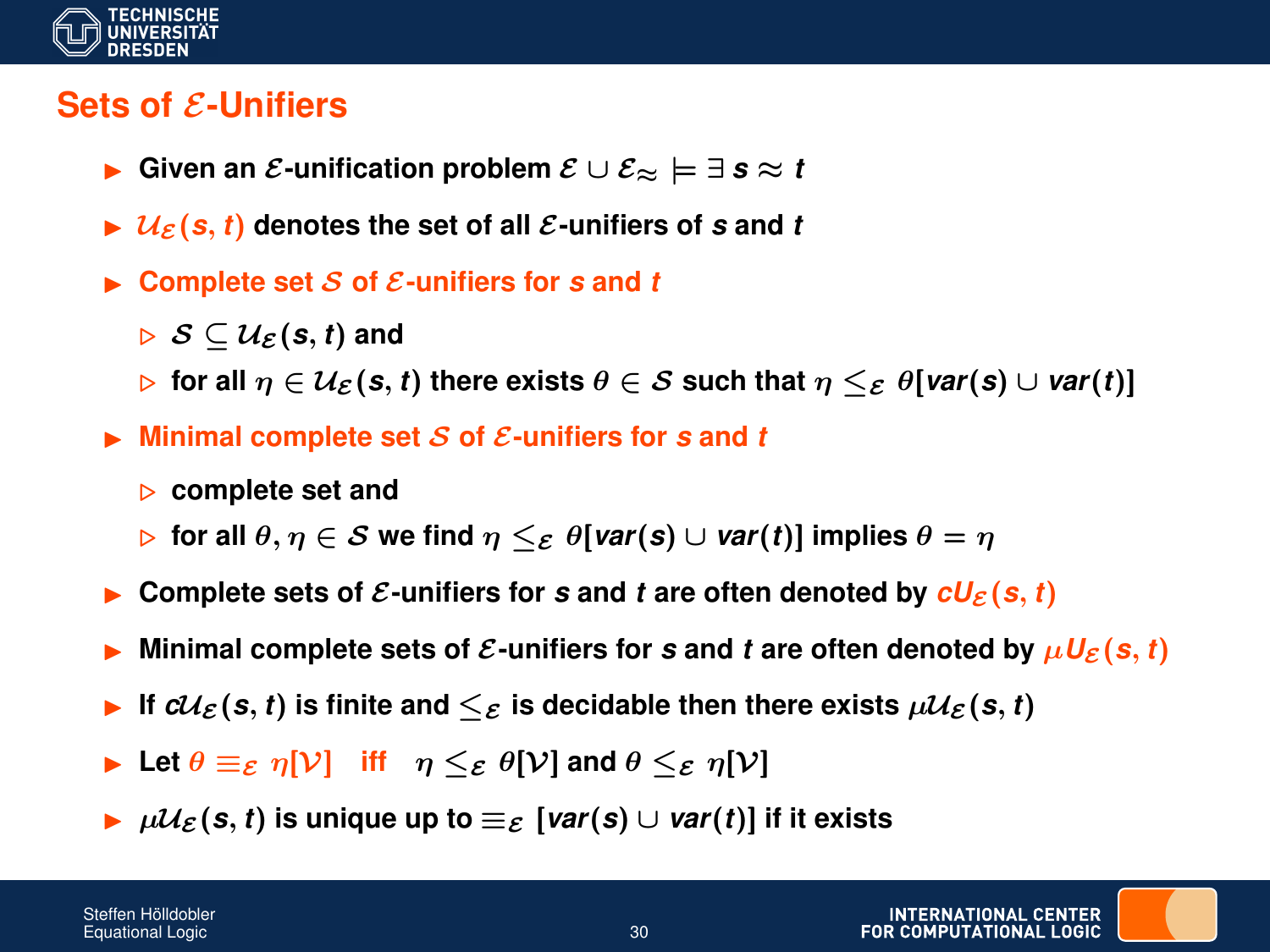# Sets of $\mathcal{E}$-Unifiers

- Given an $\mathcal{E}$-unification problem $\mathcal{E} \cup \mathcal{E}_{\approx} \models \exists\, s \approx t$
- $\mathcal{U}_{\mathcal{E}}(s, t)$ denotes the set of all $\mathcal{E}$-unifiers of $s$ and $t$
- Complete set $\mathcal{S}$ of $\mathcal{E}$-unifiers for $s$ and $t$
  - $\mathcal{S} \subseteq \mathcal{U}_{\mathcal{E}}(s, t)$ and
  - for all $\eta \in \mathcal{U}_{\mathcal{E}}(s, t)$ there exists $\theta \in \mathcal{S}$ such that $\eta \leq_{\mathcal{E}} \theta[\mathit{var}(s) \cup \mathit{var}(t)]$
- Minimal complete set $\mathcal{S}$ of $\mathcal{E}$-unifiers for $s$ and $t$
  - complete set and
  - for all $\theta, \eta \in \mathcal{S}$ we find $\eta \leq_{\mathcal{E}} \theta[\mathit{var}(s) \cup \mathit{var}(t)]$ implies $\theta = \eta$
- Complete sets of $\mathcal{E}$-unifiers for $s$ and $t$ are often denoted by $cU_{\mathcal{E}}(s, t)$
- Minimal complete sets of $\mathcal{E}$-unifiers for $s$ and $t$ are often denoted by $\mu U_{\mathcal{E}}(s, t)$
- If $c\mathcal{U}_{\mathcal{E}}(s, t)$ is finite and $\leq_{\mathcal{E}}$ is decidable then there exists $\mu\mathcal{U}_{\mathcal{E}}(s, t)$
- Let $\theta \equiv_{\mathcal{E}} \eta[\mathcal{V}]$ iff $\eta \leq_{\mathcal{E}} \theta[\mathcal{V}]$ and $\theta \leq_{\mathcal{E}} \eta[\mathcal{V}]$
- $\mu\mathcal{U}_{\mathcal{E}}(s, t)$ is unique up to $\equiv_{\mathcal{E}} [\mathit{var}(s) \cup \mathit{var}(t)]$ if it exists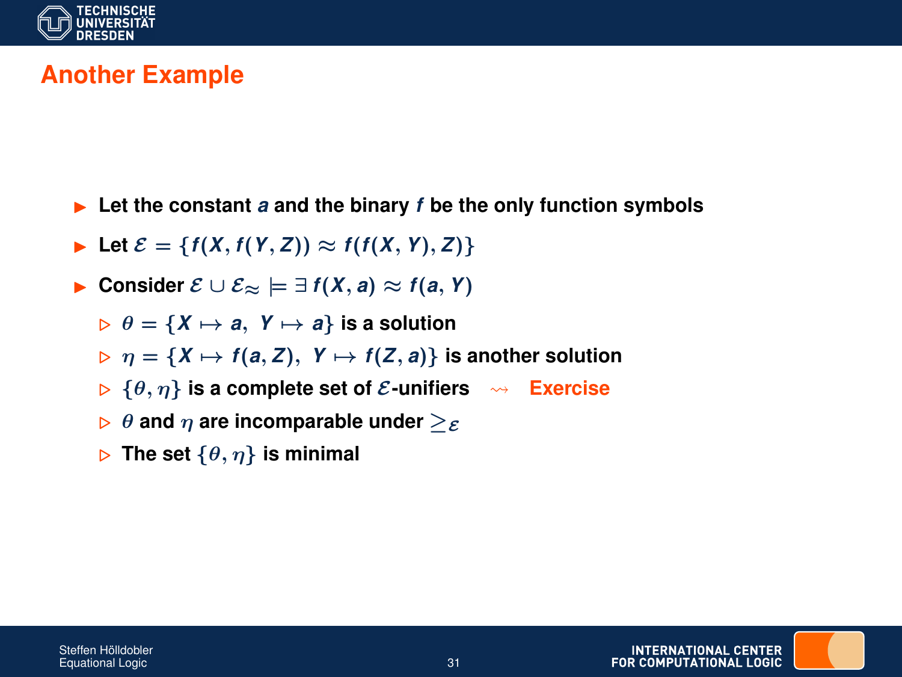## Another Example

- Let the constant $a$ and the binary $f$ be the only function symbols
- Let $\mathcal{E} = \{f(X, f(Y, Z)) \approx f(f(X, Y), Z)\}$
- Consider $\mathcal{E} \cup \mathcal{E}_{\approx} \models \exists\, f(X, a) \approx f(a, Y)$
  - $\theta = \{X \mapsto a,\ Y \mapsto a\}$ is a solution
  - $\eta = \{X \mapsto f(a, Z),\ Y \mapsto f(Z, a)\}$ is another solution
  - $\{\theta, \eta\}$ is a complete set of $\mathcal{E}$-unifiers $\rightsquigarrow$ Exercise
  - $\theta$ and $\eta$ are incomparable under $\geq_{\mathcal{E}}$
  - The set $\{\theta, \eta\}$ is minimal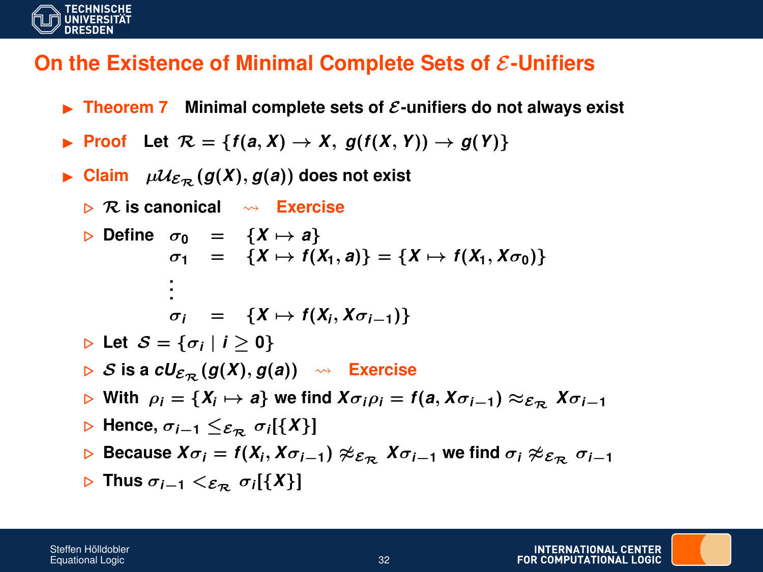## On the Existence of Minimal Complete Sets of $\mathcal{E}$-Unifiers

- **Theorem 7** **Minimal complete sets of $\mathcal{E}$-unifiers do not always exist**
- **Proof** Let $\mathcal{R} = \{f(a, X) \to X,\ g(f(X, Y)) \to g(Y)\}$
- **Claim** $\mu\mathcal{U}_{\mathcal{E}_\mathcal{R}}(g(X), g(a))$ does not exist
  - $\mathcal{R}$ is canonical $\leadsto$ **Exercise**
  - Define
    $$\begin{array}{lcl} \sigma_0 & = & \{X \mapsto a\} \\ \sigma_1 & = & \{X \mapsto f(X_1, a)\} = \{X \mapsto f(X_1, X\sigma_0)\} \\ \vdots & & \\ \sigma_i & = & \{X \mapsto f(X_i, X\sigma_{i-1})\} \end{array}$$
  - Let $\mathcal{S} = \{\sigma_i \mid i \geq 0\}$
  - $\mathcal{S}$ is a $cU_{\mathcal{E}_\mathcal{R}}(g(X), g(a))$ $\leadsto$ **Exercise**
  - With $\rho_i = \{X_i \mapsto a\}$ we find $X\sigma_i\rho_i = f(a, X\sigma_{i-1}) \approx_{\mathcal{E}_\mathcal{R}} X\sigma_{i-1}$
  - Hence, $\sigma_{i-1} \leq_{\mathcal{E}_\mathcal{R}} \sigma_i[\{X\}]$
  - Because $X\sigma_i = f(X_i, X\sigma_{i-1}) \not\approx_{\mathcal{E}_\mathcal{R}} X\sigma_{i-1}$ we find $\sigma_i \not\approx_{\mathcal{E}_\mathcal{R}} \sigma_{i-1}$
  - Thus $\sigma_{i-1} <_{\mathcal{E}_\mathcal{R}} \sigma_i[\{X\}]$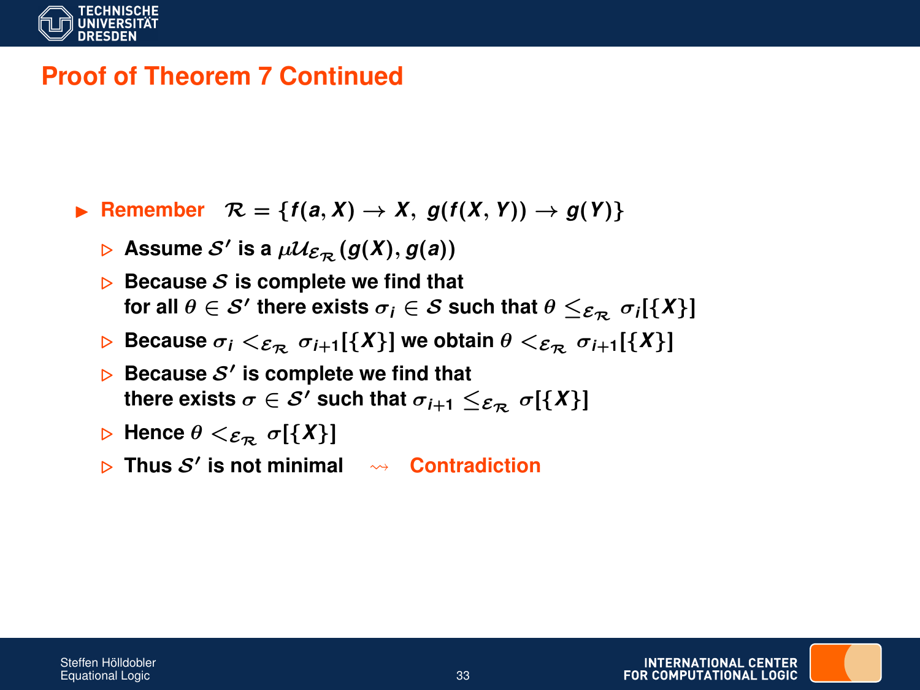# Proof of Theorem 7 Continued

- **Remember** $\mathcal{R} = \{f(a, X) \to X,\ g(f(X, Y)) \to g(Y)\}$
  - Assume $\mathcal{S}'$ is a $\mu\mathcal{U}_{\mathcal{E}_\mathcal{R}}(g(X), g(a))$
  - Because $\mathcal{S}$ is complete we find that for all $\theta \in \mathcal{S}'$ there exists $\sigma_i \in \mathcal{S}$ such that $\theta \leq_{\mathcal{E}_\mathcal{R}} \sigma_i[\{X\}]$
  - Because $\sigma_i <_{\mathcal{E}_\mathcal{R}} \sigma_{i+1}[\{X\}]$ we obtain $\theta <_{\mathcal{E}_\mathcal{R}} \sigma_{i+1}[\{X\}]$
  - Because $\mathcal{S}'$ is complete we find that there exists $\sigma \in \mathcal{S}'$ such that $\sigma_{i+1} \leq_{\mathcal{E}_\mathcal{R}} \sigma[\{X\}]$
  - Hence $\theta <_{\mathcal{E}_\mathcal{R}} \sigma[\{X\}]$
  - Thus $\mathcal{S}'$ is not minimal $\rightsquigarrow$ **Contradiction**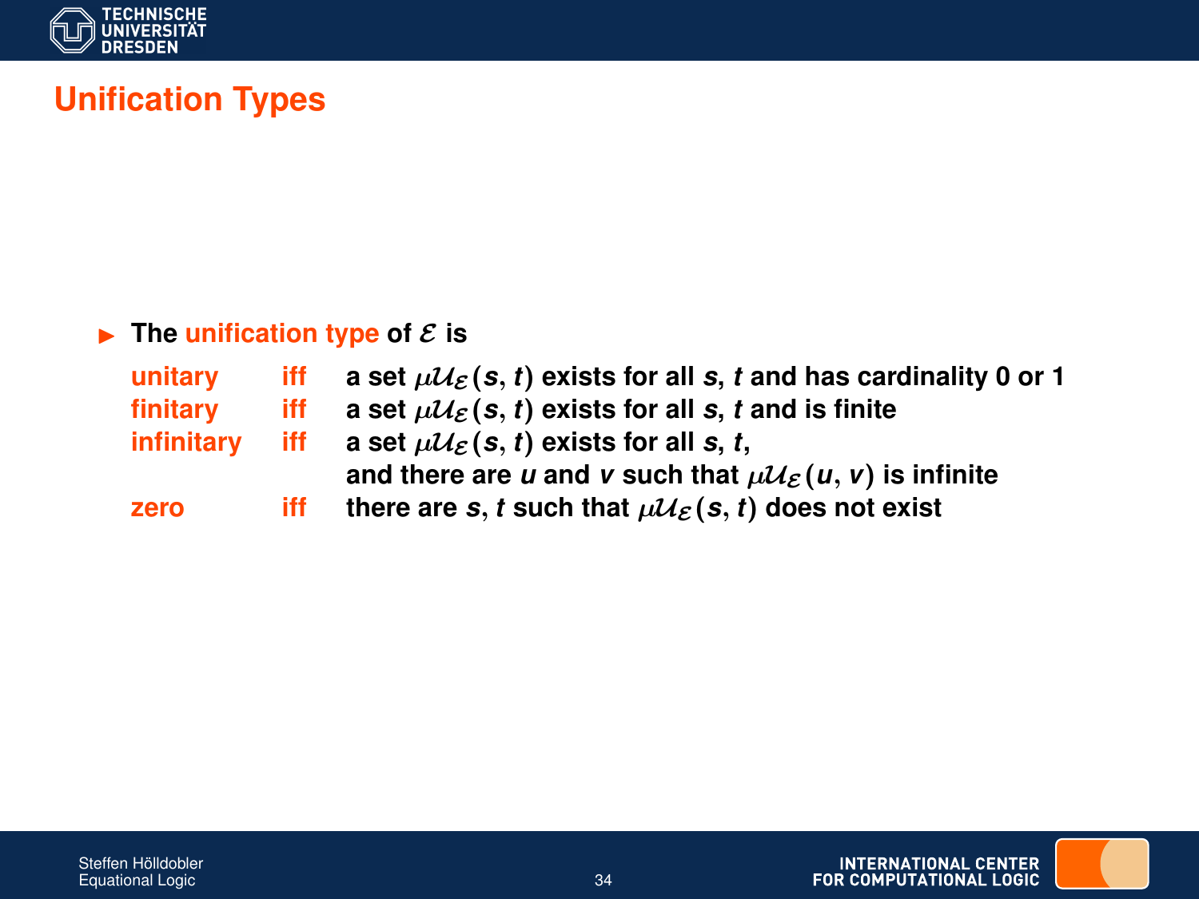# Unification Types

- The **unification type** of $\mathcal{E}$ is

| | | |
|---|---|---|
| **unitary** | iff | a set $\mu\mathcal{U}_\mathcal{E}(s, t)$ exists for all $s$, $t$ and has cardinality 0 or 1 |
| **finitary** | iff | a set $\mu\mathcal{U}_\mathcal{E}(s, t)$ exists for all $s$, $t$ and is finite |
| **infinitary** | iff | a set $\mu\mathcal{U}_\mathcal{E}(s, t)$ exists for all $s$, $t$, and there are $u$ and $v$ such that $\mu\mathcal{U}_\mathcal{E}(u, v)$ is infinite |
| **zero** | iff | there are $s$, $t$ such that $\mu\mathcal{U}_\mathcal{E}(s, t)$ does not exist |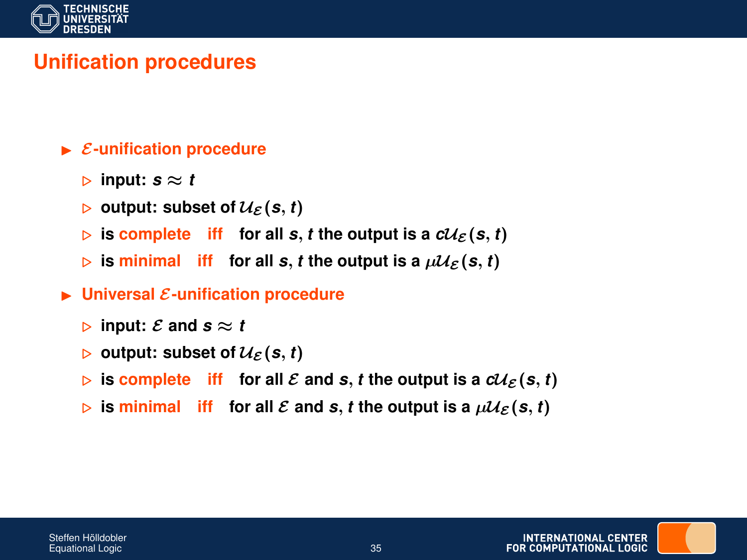# Unification procedures

- **$\mathcal{E}$-unification procedure**
  - input: $s \approx t$
  - output: subset of $\mathcal{U}_{\mathcal{E}}(s, t)$
  - is **complete** iff for all $s, t$ the output is a $c\mathcal{U}_{\mathcal{E}}(s, t)$
  - is **minimal** iff for all $s, t$ the output is a $\mu\mathcal{U}_{\mathcal{E}}(s, t)$
- **Universal $\mathcal{E}$-unification procedure**
  - input: $\mathcal{E}$ and $s \approx t$
  - output: subset of $\mathcal{U}_{\mathcal{E}}(s, t)$
  - is **complete** iff for all $\mathcal{E}$ and $s, t$ the output is a $c\mathcal{U}_{\mathcal{E}}(s, t)$
  - is **minimal** iff for all $\mathcal{E}$ and $s, t$ the output is a $\mu\mathcal{U}_{\mathcal{E}}(s, t)$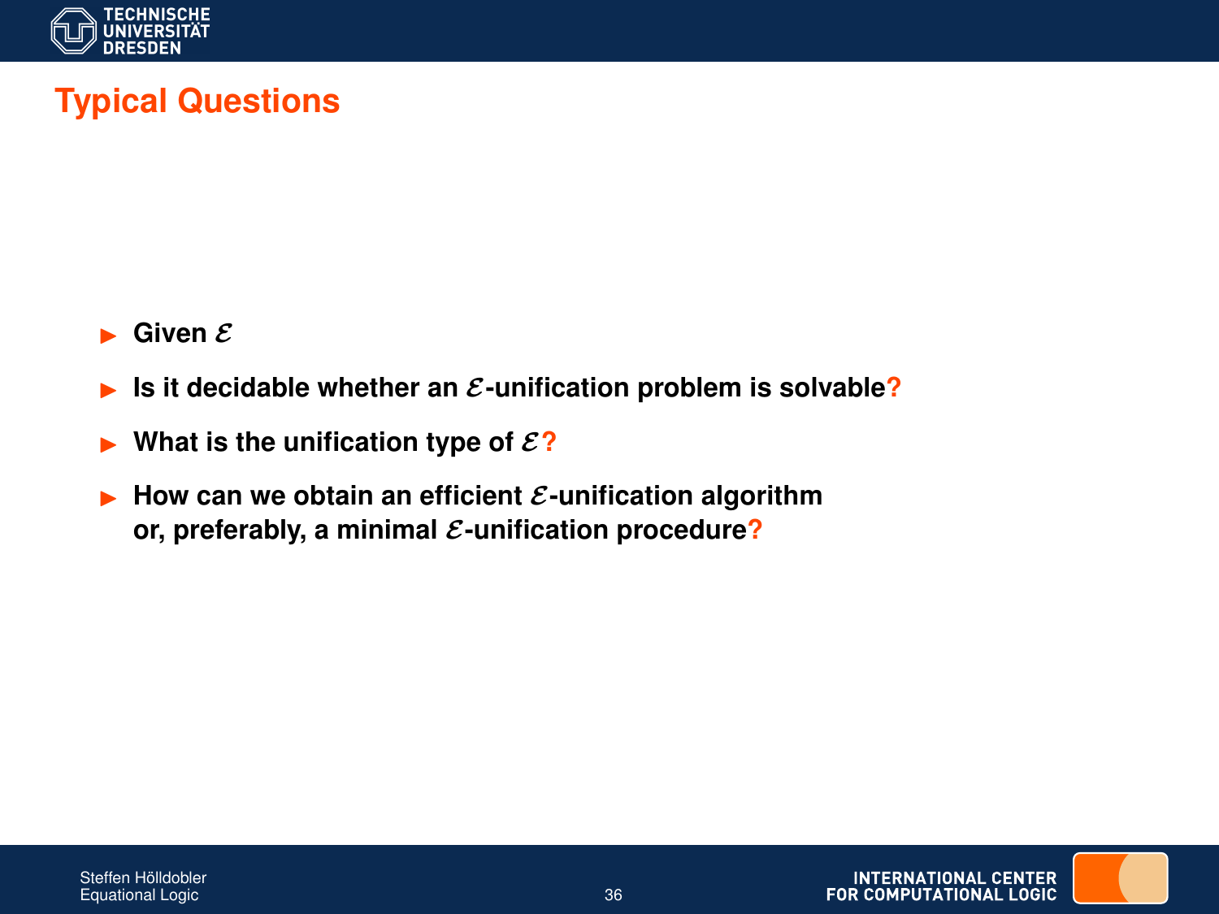## Typical Questions

- **Given $\mathcal{E}$**
- **Is it decidable whether an $\mathcal{E}$-unification problem is solvable?**
- **What is the unification type of $\mathcal{E}$?**
- **How can we obtain an efficient $\mathcal{E}$-unification algorithm or, preferably, a minimal $\mathcal{E}$-unification procedure?**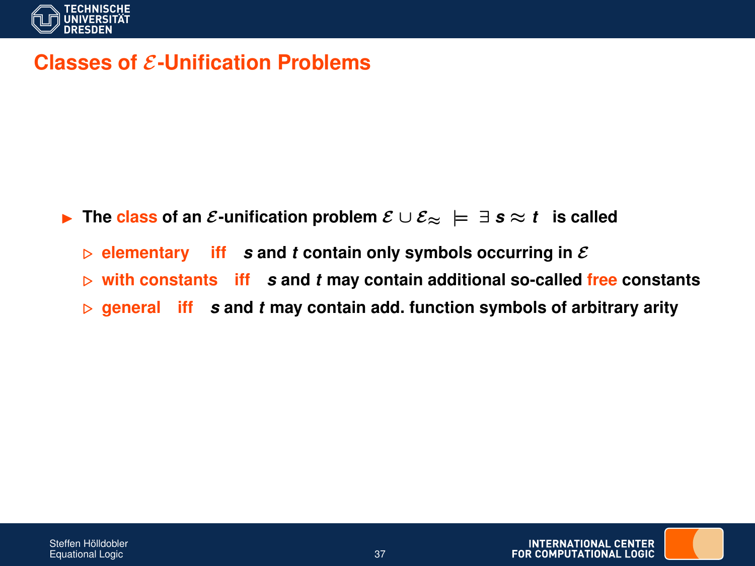## Classes of $\mathcal{E}$-Unification Problems

- The **class** of an $\mathcal{E}$-unification problem $\mathcal{E} \cup \mathcal{E}_{\approx} \models \exists\, s \approx t$ is called
  - **elementary** iff $s$ and $t$ contain only symbols occurring in $\mathcal{E}$
  - **with constants** iff $s$ and $t$ may contain additional so-called **free** constants
  - **general** iff $s$ and $t$ may contain add. function symbols of arbitrary arity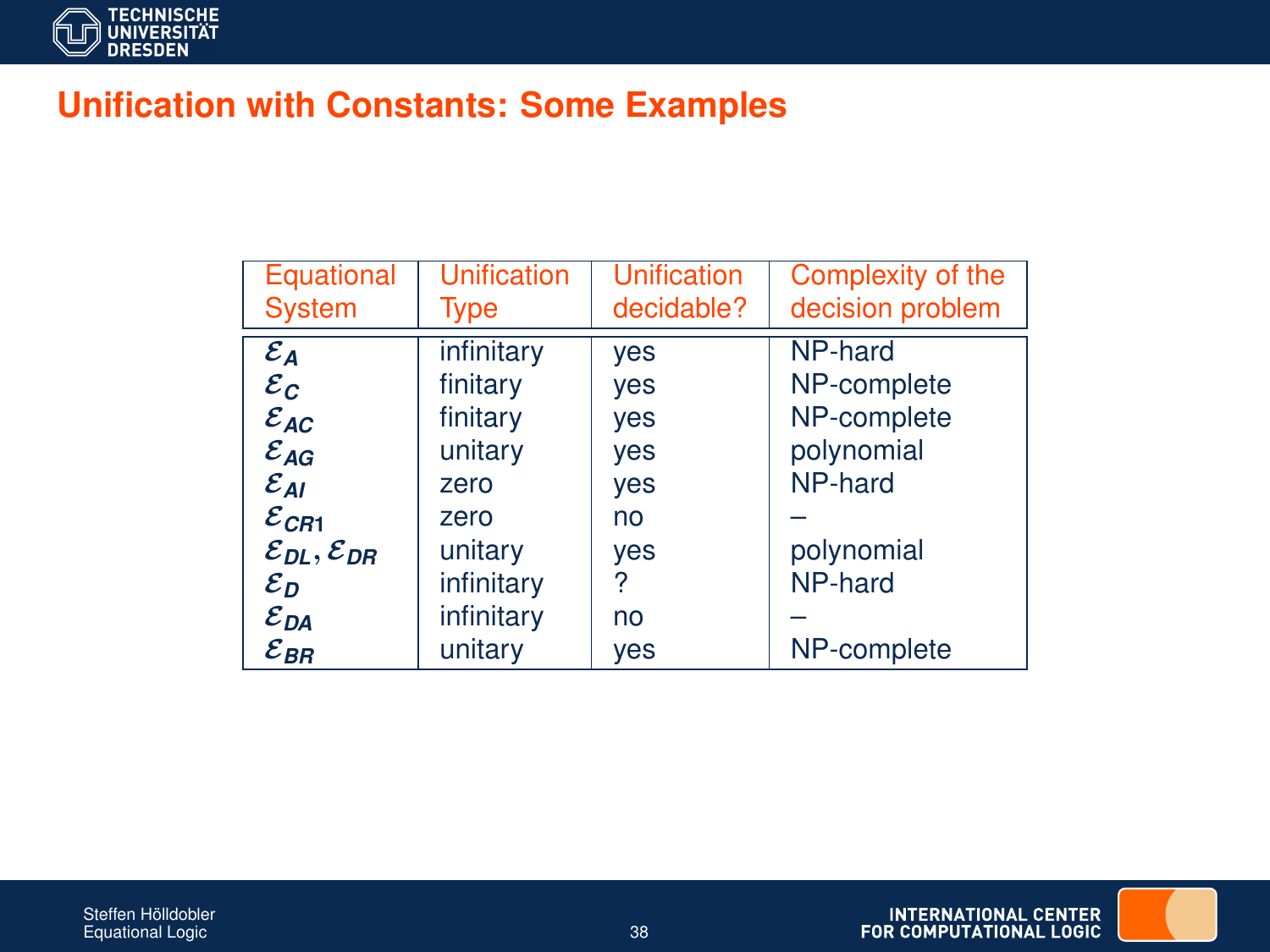## Unification with Constants: Some Examples

| Equational System | Unification Type | Unification decidable? | Complexity of the decision problem |
|---|---|---|---|
| $\mathcal{E}_{A}$ | infinitary | yes | NP-hard |
| $\mathcal{E}_{C}$ | finitary | yes | NP-complete |
| $\mathcal{E}_{AC}$ | finitary | yes | NP-complete |
| $\mathcal{E}_{AG}$ | unitary | yes | polynomial |
| $\mathcal{E}_{AI}$ | zero | yes | NP-hard |
| $\mathcal{E}_{CR1}$ | zero | no | – |
| $\mathcal{E}_{DL}, \mathcal{E}_{DR}$ | unitary | yes | polynomial |
| $\mathcal{E}_{D}$ | infinitary | ? | NP-hard |
| $\mathcal{E}_{DA}$ | infinitary | no | – |
| $\mathcal{E}_{BR}$ | unitary | yes | NP-complete |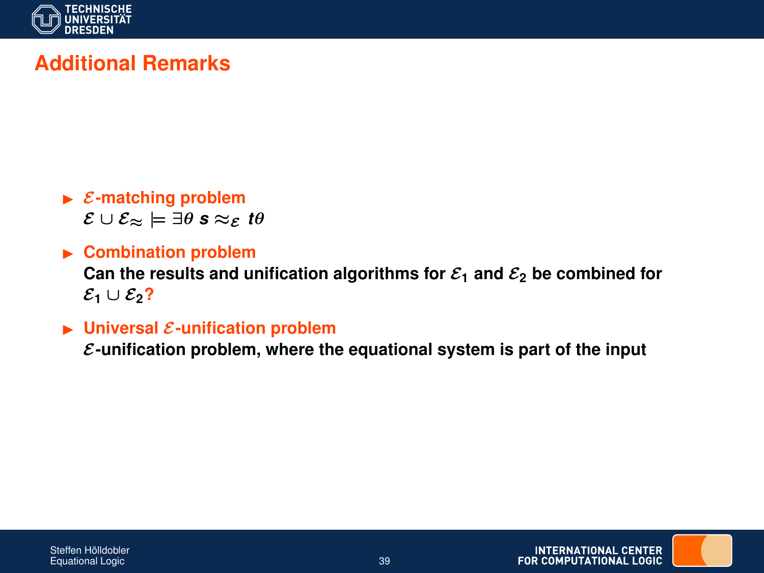## Additional Remarks

- **$\mathcal{E}$-matching problem**
  $\mathcal{E} \cup \mathcal{E}_{\approx} \models \exists \theta \; s \approx_{\mathcal{E}} t\theta$

- **Combination problem**
  **Can the results and unification algorithms for $\mathcal{E}_1$ and $\mathcal{E}_2$ be combined for $\mathcal{E}_1 \cup \mathcal{E}_2$?**

- **Universal $\mathcal{E}$-unification problem**
  **$\mathcal{E}$-unification problem, where the equational system is part of the input**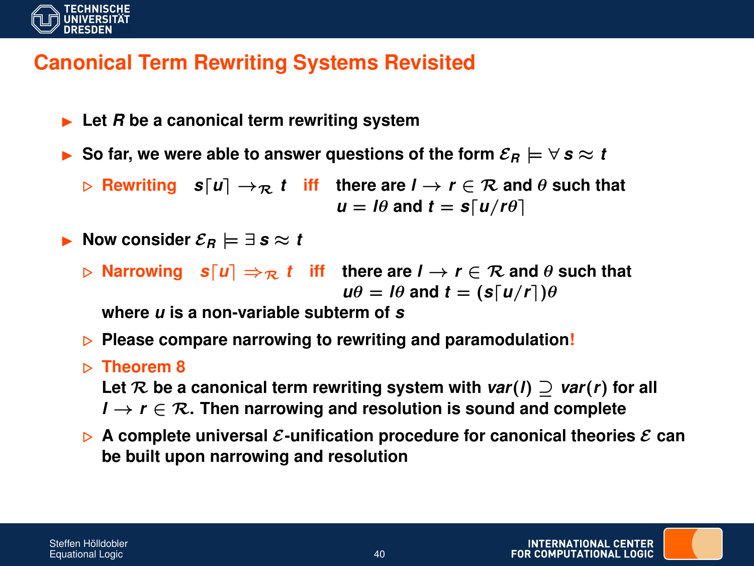# Canonical Term Rewriting Systems Revisited

- Let $R$ be a canonical term rewriting system
- So far, we were able to answer questions of the form $\mathcal{E}_R \models \forall\, s \approx t$
  - **Rewriting** $s\lceil u \rceil \rightarrow_{\mathcal{R}} t$ **iff** there are $l \rightarrow r \in \mathcal{R}$ and $\theta$ such that $u = l\theta$ and $t = s\lceil u/r\theta \rceil$
- Now consider $\mathcal{E}_R \models \exists\, s \approx t$
  - **Narrowing** $s\lceil u \rceil \Rightarrow_{\mathcal{R}} t$ **iff** there are $l \rightarrow r \in \mathcal{R}$ and $\theta$ such that $u\theta = l\theta$ and $t = (s\lceil u/r \rceil)\theta$

    where $u$ is a non-variable subterm of $s$
  - Please compare narrowing to rewriting and paramodulation!
  - **Theorem 8**

    Let $\mathcal{R}$ be a canonical term rewriting system with $var(l) \supseteq var(r)$ for all $l \rightarrow r \in \mathcal{R}$. Then narrowing and resolution is sound and complete
  - A complete universal $\mathcal{E}$-unification procedure for canonical theories $\mathcal{E}$ can be built upon narrowing and resolution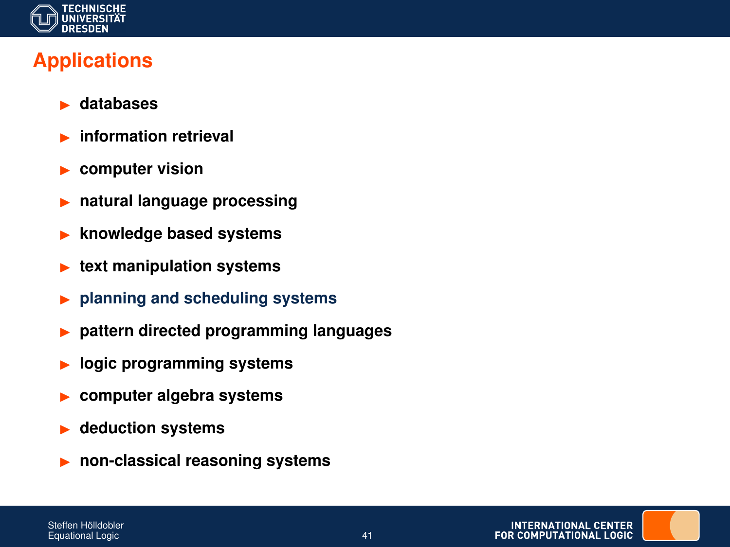# Applications

- databases
- information retrieval
- computer vision
- natural language processing
- knowledge based systems
- text manipulation systems
- planning and scheduling systems
- pattern directed programming languages
- logic programming systems
- computer algebra systems
- deduction systems
- non-classical reasoning systems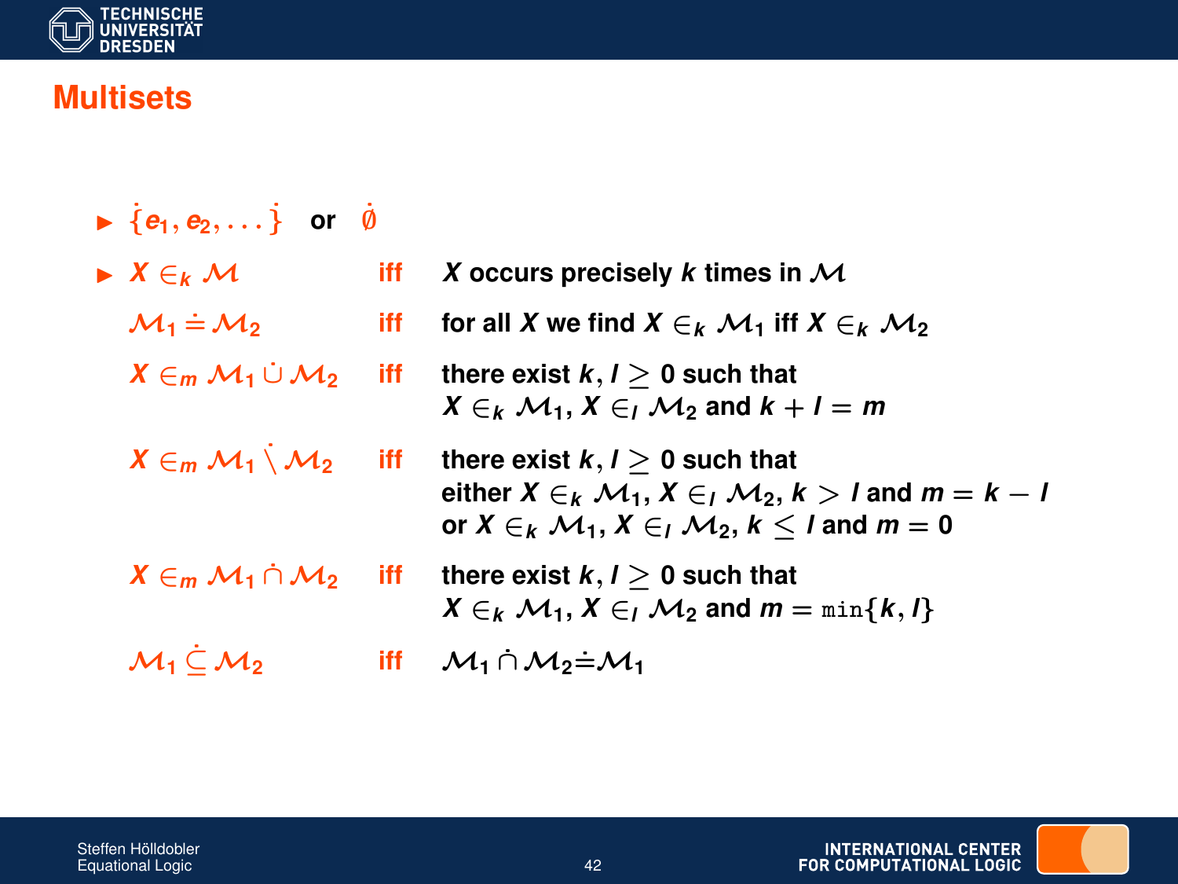# Multisets

- $\dot{\{}e_1, e_2, \ldots\dot{\}}$ or $\dot{\emptyset}$
- $X \in_k \mathcal{M}$ **iff** $X$ occurs precisely $k$ times in $\mathcal{M}$

  $\mathcal{M}_1 \doteq \mathcal{M}_2$ **iff** for all $X$ we find $X \in_k \mathcal{M}_1$ iff $X \in_k \mathcal{M}_2$

  $X \in_m \mathcal{M}_1 \dot{\cup} \mathcal{M}_2$ **iff** there exist $k, l \geq 0$ such that $X \in_k \mathcal{M}_1$, $X \in_l \mathcal{M}_2$ and $k + l = m$

  $X \in_m \mathcal{M}_1 \dot{\setminus} \mathcal{M}_2$ **iff** there exist $k, l \geq 0$ such that either $X \in_k \mathcal{M}_1$, $X \in_l \mathcal{M}_2$, $k > l$ and $m = k - l$ or $X \in_k \mathcal{M}_1$, $X \in_l \mathcal{M}_2$, $k \leq l$ and $m = 0$

  $X \in_m \mathcal{M}_1 \dot{\cap} \mathcal{M}_2$ **iff** there exist $k, l \geq 0$ such that $X \in_k \mathcal{M}_1$, $X \in_l \mathcal{M}_2$ and $m = \min\{k, l\}$

  $\mathcal{M}_1 \dot{\subseteq} \mathcal{M}_2$ **iff** $\mathcal{M}_1 \dot{\cap} \mathcal{M}_2 \doteq \mathcal{M}_1$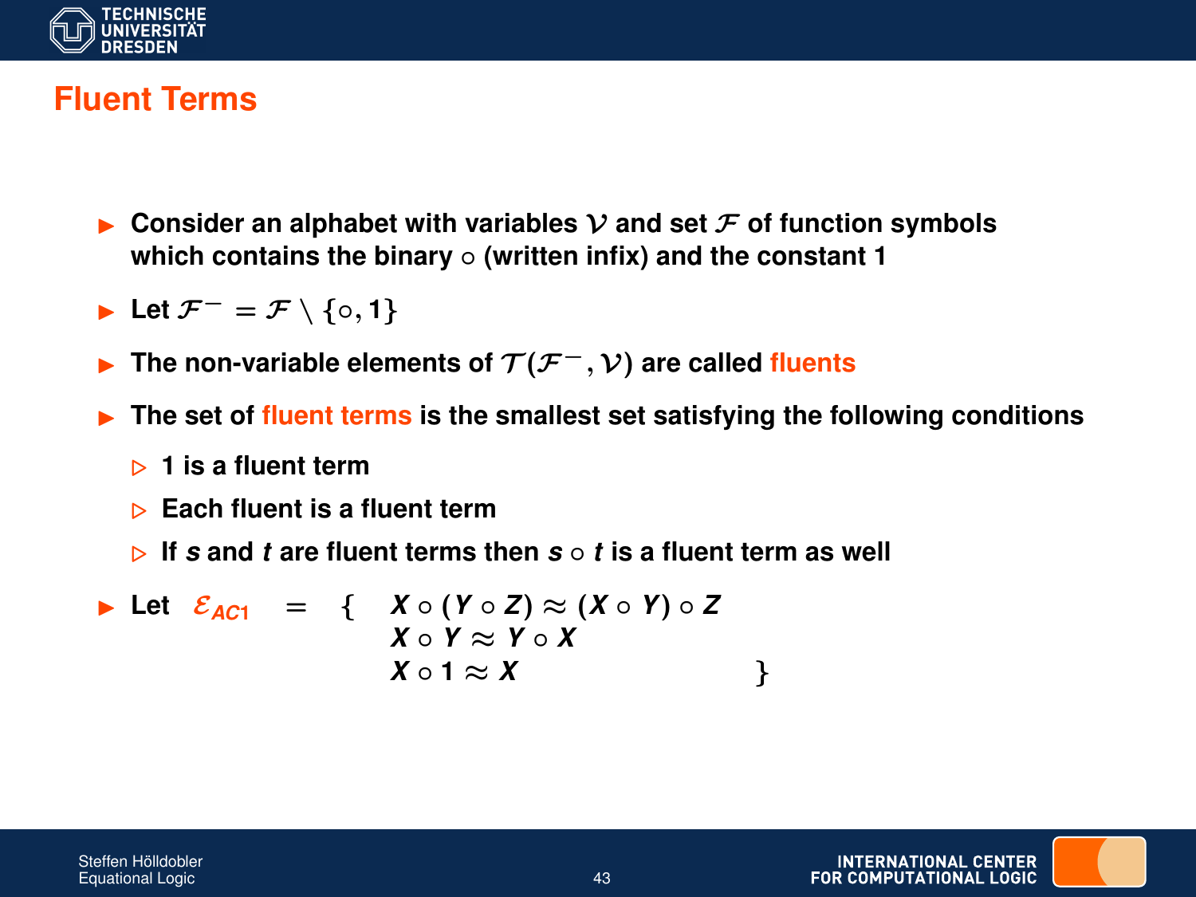# Fluent Terms

- Consider an alphabet with variables $\mathcal{V}$ and set $\mathcal{F}$ of function symbols which contains the binary $\circ$ (written infix) and the constant 1
- Let $\mathcal{F}^- = \mathcal{F} \setminus \{\circ, 1\}$
- The non-variable elements of $\mathcal{T}(\mathcal{F}^-, \mathcal{V})$ are called fluents
- The set of fluent terms is the smallest set satisfying the following conditions
  - 1 is a fluent term
  - Each fluent is a fluent term
  - If $s$ and $t$ are fluent terms then $s \circ t$ is a fluent term as well
- Let

$$\mathcal{E}_{AC1} = \{ \; X \circ (Y \circ Z) \approx (X \circ Y) \circ Z, \; X \circ Y \approx Y \circ X, \; X \circ 1 \approx X \; \}$$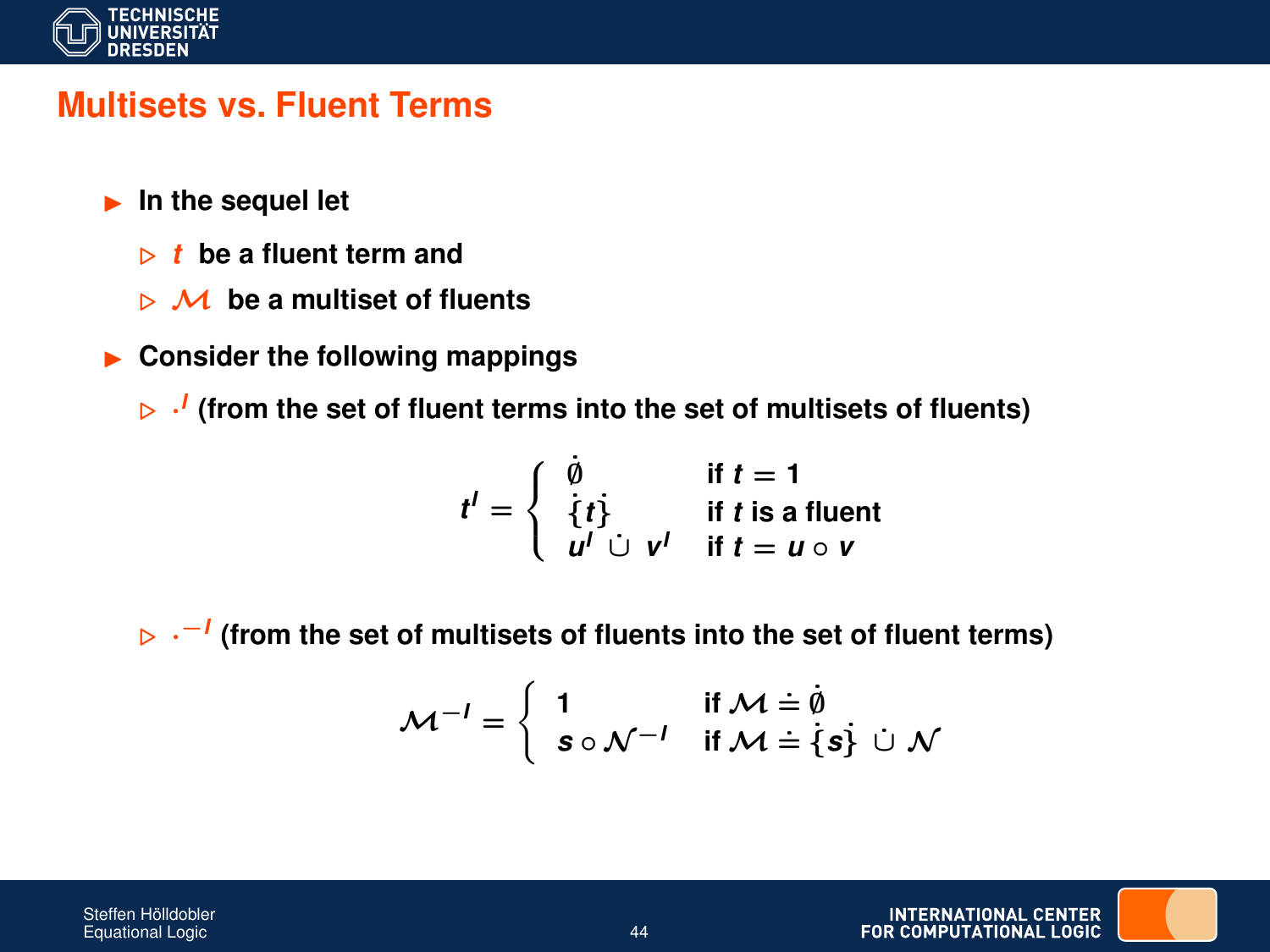# Multisets vs. Fluent Terms

- In the sequel let
  - $t$ be a fluent term and
  - $\mathcal{M}$ be a multiset of fluents
- Consider the following mappings
  - $\cdot^I$ (from the set of fluent terms into the set of multisets of fluents)

$$t^I = \begin{cases} \dot{\emptyset} & \text{if } t = 1 \\ \dot{\{}t\dot{\}} & \text{if } t \text{ is a fluent} \\ u^I \,\dot{\cup}\, v^I & \text{if } t = u \circ v \end{cases}$$

  - $\cdot^{-I}$ (from the set of multisets of fluents into the set of fluent terms)

$$\mathcal{M}^{-I} = \begin{cases} 1 & \text{if } \mathcal{M} \doteq \dot{\emptyset} \\ s \circ \mathcal{N}^{-I} & \text{if } \mathcal{M} \doteq \dot{\{}s\dot{\}} \,\dot{\cup}\, \mathcal{N} \end{cases}$$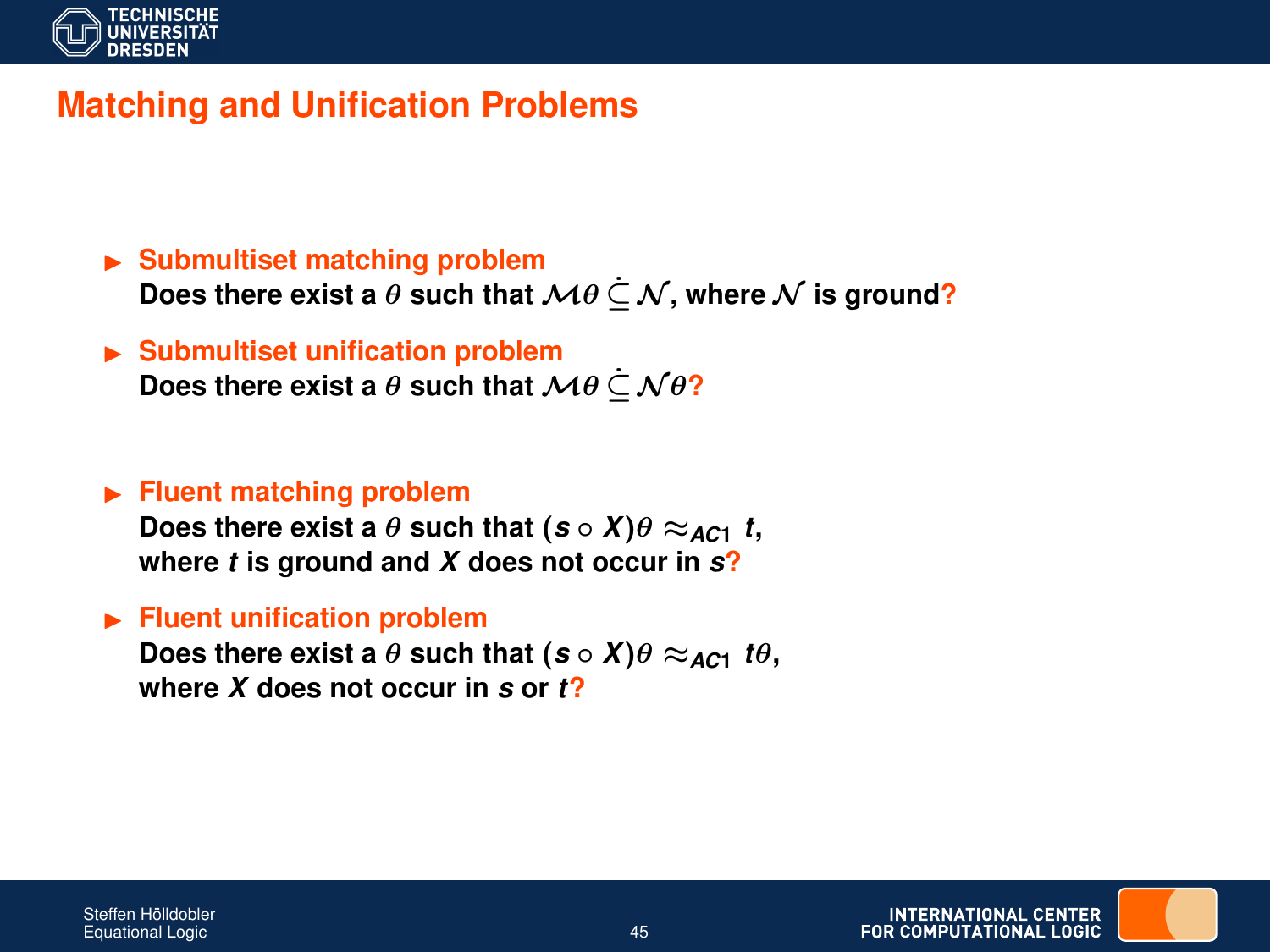## Matching and Unification Problems

- **Submultiset matching problem**
  Does there exist a $\theta$ such that $\mathcal{M}\theta \dot{\subseteq} \mathcal{N}$, where $\mathcal{N}$ is ground?

- **Submultiset unification problem**
  Does there exist a $\theta$ such that $\mathcal{M}\theta \dot{\subseteq} \mathcal{N}\theta$?

- **Fluent matching problem**
  Does there exist a $\theta$ such that $(s \circ X)\theta \approx_{AC1} t$, where $t$ is ground and $X$ does not occur in $s$?

- **Fluent unification problem**
  Does there exist a $\theta$ such that $(s \circ X)\theta \approx_{AC1} t\theta$, where $X$ does not occur in $s$ or $t$?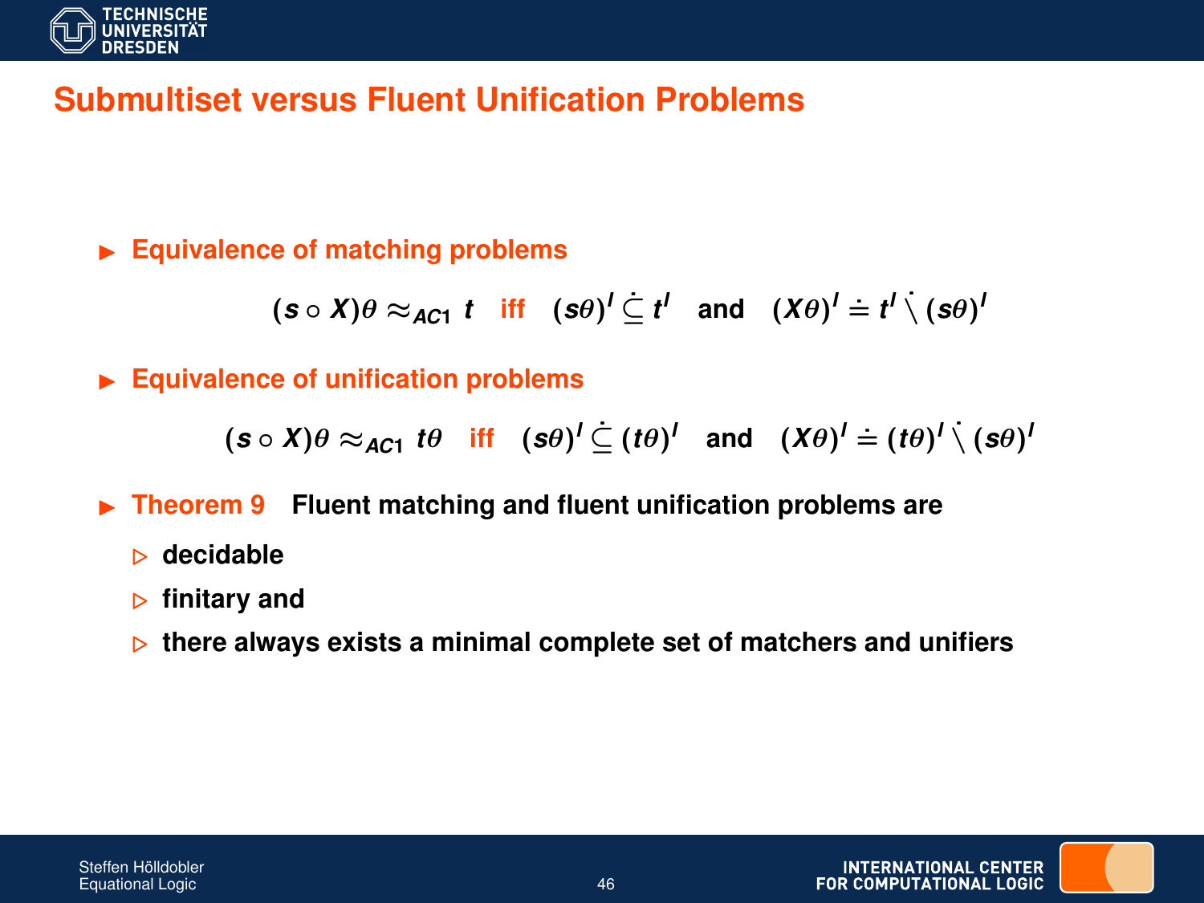# Submultiset versus Fluent Unification Problems

- **Equivalence of matching problems**

$$(s \circ X)\theta \approx_{AC1} t \quad \text{iff} \quad (s\theta)^I \dot{\subseteq} t^I \quad \text{and} \quad (X\theta)^I \doteq t^I \dot{\setminus} (s\theta)^I$$

- **Equivalence of unification problems**

$$(s \circ X)\theta \approx_{AC1} t\theta \quad \text{iff} \quad (s\theta)^I \dot{\subseteq} (t\theta)^I \quad \text{and} \quad (X\theta)^I \doteq (t\theta)^I \dot{\setminus} (s\theta)^I$$

- **Theorem 9** Fluent matching and fluent unification problems are
  - decidable
  - finitary and
  - there always exists a minimal complete set of matchers and unifiers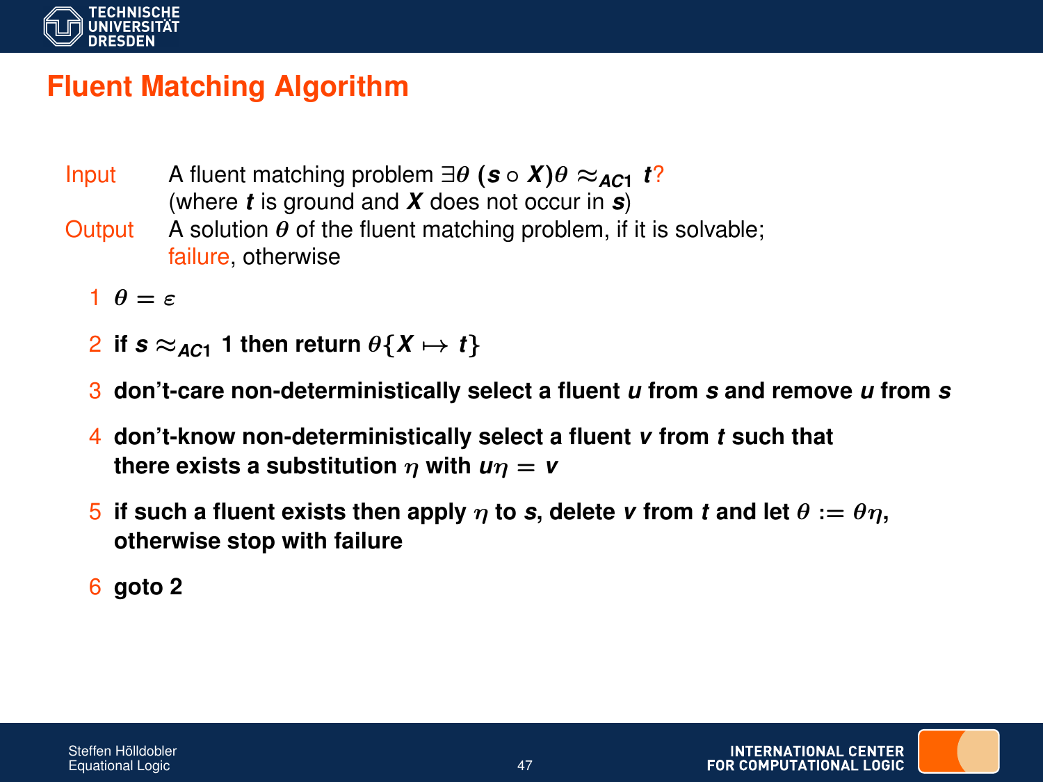# Fluent Matching Algorithm

Input A fluent matching problem $\exists\theta\ (\boldsymbol{s} \circ \boldsymbol{X})\theta \approx_{AC1} \boldsymbol{t}$?
(where $\boldsymbol{t}$ is ground and $\boldsymbol{X}$ does not occur in $\boldsymbol{s}$)

Output A solution $\theta$ of the fluent matching problem, if it is solvable;
failure, otherwise

1. $\theta = \varepsilon$
2. **if** $\boldsymbol{s} \approx_{AC1} 1$ **then return** $\theta\{\boldsymbol{X} \mapsto \boldsymbol{t}\}$
3. **don't-care non-deterministically select a fluent** $\boldsymbol{u}$ **from** $\boldsymbol{s}$ **and remove** $\boldsymbol{u}$ **from** $\boldsymbol{s}$
4. **don't-know non-deterministically select a fluent** $\boldsymbol{v}$ **from** $\boldsymbol{t}$ **such that there exists a substitution** $\eta$ **with** $\boldsymbol{u}\eta = \boldsymbol{v}$
5. **if such a fluent exists then apply** $\eta$ **to** $\boldsymbol{s}$**, delete** $\boldsymbol{v}$ **from** $\boldsymbol{t}$ **and let** $\theta := \theta\eta$**, otherwise stop with failure**
6. **goto 2**